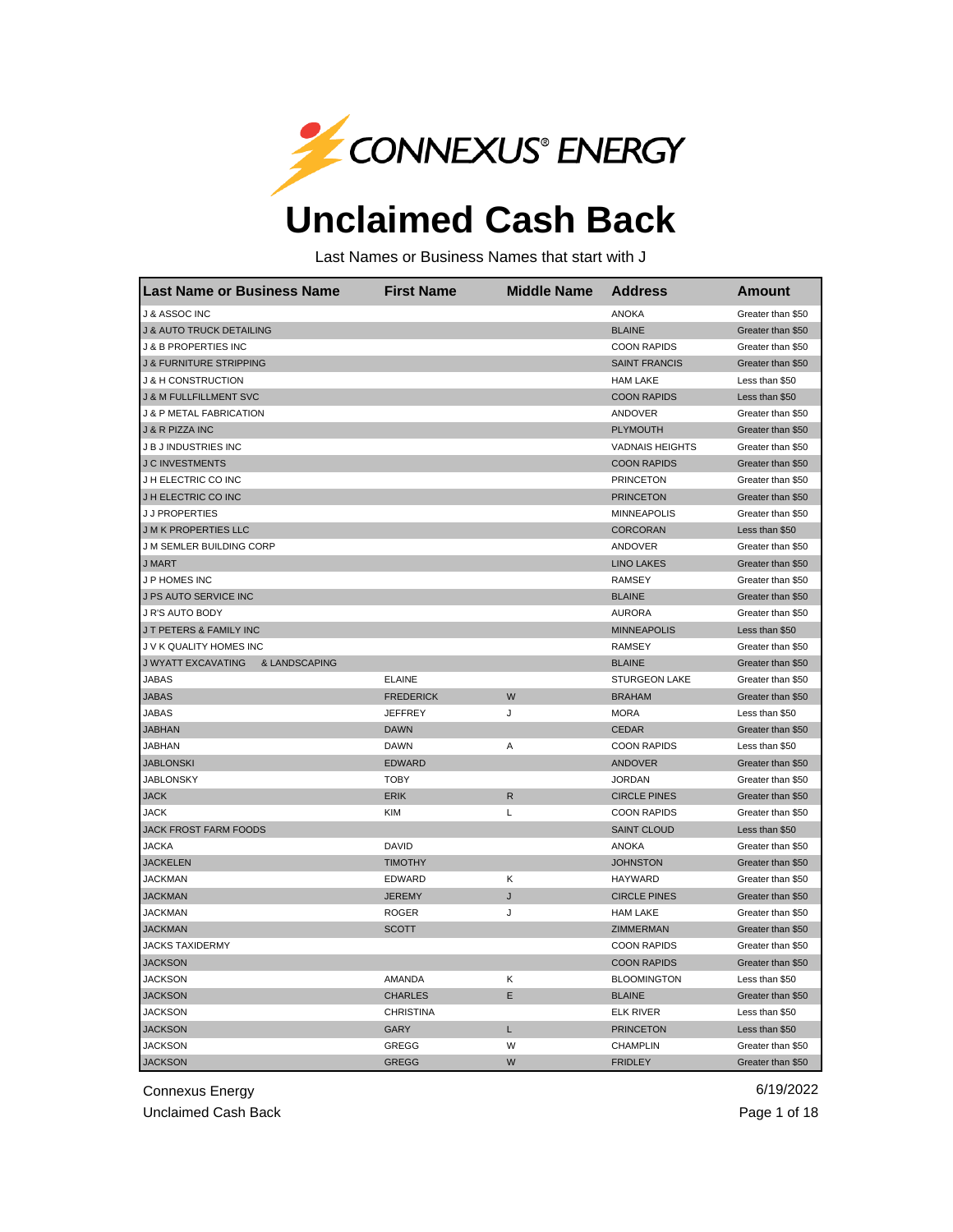CONNEXUS® ENERGY

# Unclaimed Cash Back

Last Names or Business Names that start with J

| Last Name or Business Name | First Name | Middle Name | Address | Amount |
|---|---|---|---|---|
| J & ASSOC INC | | | ANOKA | Greater than $50 |
| J & AUTO TRUCK DETAILING | | | BLAINE | Greater than $50 |
| J & B PROPERTIES INC | | | COON RAPIDS | Greater than $50 |
| J & FURNITURE STRIPPING | | | SAINT FRANCIS | Greater than $50 |
| J & H CONSTRUCTION | | | HAM LAKE | Less than $50 |
| J & M FULLFILLMENT SVC | | | COON RAPIDS | Less than $50 |
| J & P METAL FABRICATION | | | ANDOVER | Greater than $50 |
| J & R PIZZA INC | | | PLYMOUTH | Greater than $50 |
| J B J INDUSTRIES INC | | | VADNAIS HEIGHTS | Greater than $50 |
| J C INVESTMENTS | | | COON RAPIDS | Greater than $50 |
| J H ELECTRIC CO INC | | | PRINCETON | Greater than $50 |
| J H ELECTRIC CO INC | | | PRINCETON | Greater than $50 |
| J J PROPERTIES | | | MINNEAPOLIS | Greater than $50 |
| J M K PROPERTIES LLC | | | CORCORAN | Less than $50 |
| J M SEMLER BUILDING CORP | | | ANDOVER | Greater than $50 |
| J MART | | | LINO LAKES | Greater than $50 |
| J P HOMES INC | | | RAMSEY | Greater than $50 |
| J PS AUTO SERVICE INC | | | BLAINE | Greater than $50 |
| J R'S AUTO BODY | | | AURORA | Greater than $50 |
| J T PETERS & FAMILY INC | | | MINNEAPOLIS | Less than $50 |
| J V K QUALITY HOMES INC | | | RAMSEY | Greater than $50 |
| J WYATT EXCAVATING & LANDSCAPING | | | BLAINE | Greater than $50 |
| JABAS | ELAINE | | STURGEON LAKE | Greater than $50 |
| JABAS | FREDERICK | W | BRAHAM | Greater than $50 |
| JABAS | JEFFREY | J | MORA | Less than $50 |
| JABHAN | DAWN | | CEDAR | Greater than $50 |
| JABHAN | DAWN | A | COON RAPIDS | Less than $50 |
| JABLONSKI | EDWARD | | ANDOVER | Greater than $50 |
| JABLONSKY | TOBY | | JORDAN | Greater than $50 |
| JACK | ERIK | R | CIRCLE PINES | Greater than $50 |
| JACK | KIM | L | COON RAPIDS | Greater than $50 |
| JACK FROST FARM FOODS | | | SAINT CLOUD | Less than $50 |
| JACKA | DAVID | | ANOKA | Greater than $50 |
| JACKELEN | TIMOTHY | | JOHNSTON | Greater than $50 |
| JACKMAN | EDWARD | K | HAYWARD | Greater than $50 |
| JACKMAN | JEREMY | J | CIRCLE PINES | Greater than $50 |
| JACKMAN | ROGER | J | HAM LAKE | Greater than $50 |
| JACKMAN | SCOTT | | ZIMMERMAN | Greater than $50 |
| JACKS TAXIDERMY | | | COON RAPIDS | Greater than $50 |
| JACKSON | | | COON RAPIDS | Greater than $50 |
| JACKSON | AMANDA | K | BLOOMINGTON | Less than $50 |
| JACKSON | CHARLES | E | BLAINE | Greater than $50 |
| JACKSON | CHRISTINA | | ELK RIVER | Less than $50 |
| JACKSON | GARY | L | PRINCETON | Less than $50 |
| JACKSON | GREGG | W | CHAMPLIN | Greater than $50 |
| JACKSON | GREGG | W | FRIDLEY | Greater than $50 |

Connexus Energy
Unclaimed Cash Back

6/19/2022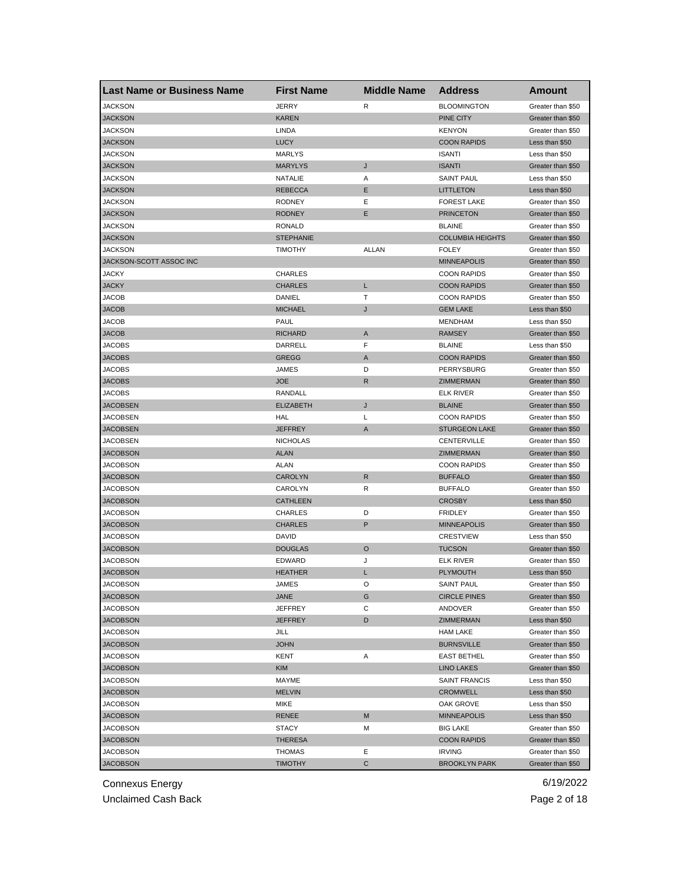| Last Name or Business Name | First Name | Middle Name | Address | Amount |
|---|---|---|---|---|
| JACKSON | JERRY | R | BLOOMINGTON | Greater than $50 |
| JACKSON | KAREN | | PINE CITY | Greater than $50 |
| JACKSON | LINDA | | KENYON | Greater than $50 |
| JACKSON | LUCY | | COON RAPIDS | Less than $50 |
| JACKSON | MARLYS | | ISANTI | Less than $50 |
| JACKSON | MARYLYS | J | ISANTI | Greater than $50 |
| JACKSON | NATALIE | A | SAINT PAUL | Less than $50 |
| JACKSON | REBECCA | E | LITTLETON | Less than $50 |
| JACKSON | RODNEY | E | FOREST LAKE | Greater than $50 |
| JACKSON | RODNEY | E | PRINCETON | Greater than $50 |
| JACKSON | RONALD | | BLAINE | Greater than $50 |
| JACKSON | STEPHANIE | | COLUMBIA HEIGHTS | Greater than $50 |
| JACKSON | TIMOTHY | ALLAN | FOLEY | Greater than $50 |
| JACKSON-SCOTT ASSOC INC | | | MINNEAPOLIS | Greater than $50 |
| JACKY | CHARLES | | COON RAPIDS | Greater than $50 |
| JACKY | CHARLES | L | COON RAPIDS | Greater than $50 |
| JACOB | DANIEL | T | COON RAPIDS | Greater than $50 |
| JACOB | MICHAEL | J | GEM LAKE | Less than $50 |
| JACOB | PAUL | | MENDHAM | Less than $50 |
| JACOB | RICHARD | A | RAMSEY | Greater than $50 |
| JACOBS | DARRELL | F | BLAINE | Less than $50 |
| JACOBS | GREGG | A | COON RAPIDS | Greater than $50 |
| JACOBS | JAMES | D | PERRYSBURG | Greater than $50 |
| JACOBS | JOE | R | ZIMMERMAN | Greater than $50 |
| JACOBS | RANDALL | | ELK RIVER | Greater than $50 |
| JACOBSEN | ELIZABETH | J | BLAINE | Greater than $50 |
| JACOBSEN | HAL | L | COON RAPIDS | Greater than $50 |
| JACOBSEN | JEFFREY | A | STURGEON LAKE | Greater than $50 |
| JACOBSEN | NICHOLAS | | CENTERVILLE | Greater than $50 |
| JACOBSON | ALAN | | ZIMMERMAN | Greater than $50 |
| JACOBSON | ALAN | | COON RAPIDS | Greater than $50 |
| JACOBSON | CAROLYN | R | BUFFALO | Greater than $50 |
| JACOBSON | CAROLYN | R | BUFFALO | Greater than $50 |
| JACOBSON | CATHLEEN | | CROSBY | Less than $50 |
| JACOBSON | CHARLES | D | FRIDLEY | Greater than $50 |
| JACOBSON | CHARLES | P | MINNEAPOLIS | Greater than $50 |
| JACOBSON | DAVID | | CRESTVIEW | Less than $50 |
| JACOBSON | DOUGLAS | O | TUCSON | Greater than $50 |
| JACOBSON | EDWARD | J | ELK RIVER | Greater than $50 |
| JACOBSON | HEATHER | L | PLYMOUTH | Less than $50 |
| JACOBSON | JAMES | O | SAINT PAUL | Greater than $50 |
| JACOBSON | JANE | G | CIRCLE PINES | Greater than $50 |
| JACOBSON | JEFFREY | C | ANDOVER | Greater than $50 |
| JACOBSON | JEFFREY | D | ZIMMERMAN | Less than $50 |
| JACOBSON | JILL | | HAM LAKE | Greater than $50 |
| JACOBSON | JOHN | | BURNSVILLE | Greater than $50 |
| JACOBSON | KENT | A | EAST BETHEL | Greater than $50 |
| JACOBSON | KIM | | LINO LAKES | Greater than $50 |
| JACOBSON | MAYME | | SAINT FRANCIS | Less than $50 |
| JACOBSON | MELVIN | | CROMWELL | Less than $50 |
| JACOBSON | MIKE | | OAK GROVE | Less than $50 |
| JACOBSON | RENEE | M | MINNEAPOLIS | Less than $50 |
| JACOBSON | STACY | M | BIG LAKE | Greater than $50 |
| JACOBSON | THERESA | | COON RAPIDS | Greater than $50 |
| JACOBSON | THOMAS | E | IRVING | Greater than $50 |
| JACOBSON | TIMOTHY | C | BROOKLYN PARK | Greater than $50 |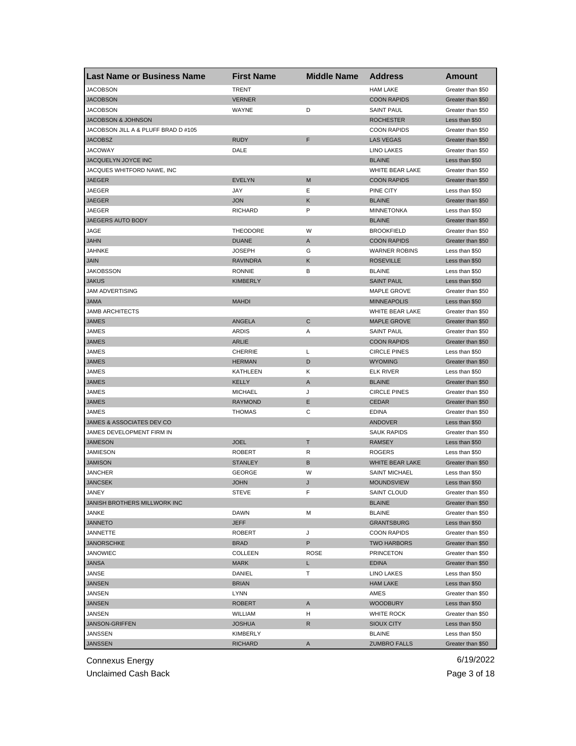| Last Name or Business Name | First Name | Middle Name | Address | Amount |
|---|---|---|---|---|
| JACOBSON | TRENT | | HAM LAKE | Greater than $50 |
| JACOBSON | VERNER | | COON RAPIDS | Greater than $50 |
| JACOBSON | WAYNE | D | SAINT PAUL | Greater than $50 |
| JACOBSON & JOHNSON | | | ROCHESTER | Less than $50 |
| JACOBSON JILL A & PLUFF BRAD D #105 | | | COON RAPIDS | Greater than $50 |
| JACOBSZ | RUDY | F | LAS VEGAS | Greater than $50 |
| JACOWAY | DALE | | LINO LAKES | Greater than $50 |
| JACQUELYN JOYCE INC | | | BLAINE | Less than $50 |
| JACQUES WHITFORD NAWE, INC | | | WHITE BEAR LAKE | Greater than $50 |
| JAEGER | EVELYN | M | COON RAPIDS | Greater than $50 |
| JAEGER | JAY | E | PINE CITY | Less than $50 |
| JAEGER | JON | K | BLAINE | Greater than $50 |
| JAEGER | RICHARD | P | MINNETONKA | Less than $50 |
| JAEGERS AUTO BODY | | | BLAINE | Greater than $50 |
| JAGE | THEODORE | W | BROOKFIELD | Greater than $50 |
| JAHN | DUANE | A | COON RAPIDS | Greater than $50 |
| JAHNKE | JOSEPH | G | WARNER ROBINS | Less than $50 |
| JAIN | RAVINDRA | K | ROSEVILLE | Less than $50 |
| JAKOBSSON | RONNIE | B | BLAINE | Less than $50 |
| JAKUS | KIMBERLY | | SAINT PAUL | Less than $50 |
| JAM ADVERTISING | | | MAPLE GROVE | Greater than $50 |
| JAMA | MAHDI | | MINNEAPOLIS | Less than $50 |
| JAMB ARCHITECTS | | | WHITE BEAR LAKE | Greater than $50 |
| JAMES | ANGELA | C | MAPLE GROVE | Greater than $50 |
| JAMES | ARDIS | A | SAINT PAUL | Greater than $50 |
| JAMES | ARLIE | | COON RAPIDS | Greater than $50 |
| JAMES | CHERRIE | L | CIRCLE PINES | Less than $50 |
| JAMES | HERMAN | D | WYOMING | Greater than $50 |
| JAMES | KATHLEEN | K | ELK RIVER | Less than $50 |
| JAMES | KELLY | A | BLAINE | Greater than $50 |
| JAMES | MICHAEL | J | CIRCLE PINES | Greater than $50 |
| JAMES | RAYMOND | E | CEDAR | Greater than $50 |
| JAMES | THOMAS | C | EDINA | Greater than $50 |
| JAMES & ASSOCIATES DEV CO | | | ANDOVER | Less than $50 |
| JAMES DEVELOPMENT FIRM IN | | | SAUK RAPIDS | Greater than $50 |
| JAMESON | JOEL | T | RAMSEY | Less than $50 |
| JAMIESON | ROBERT | R | ROGERS | Less than $50 |
| JAMISON | STANLEY | B | WHITE BEAR LAKE | Greater than $50 |
| JANCHER | GEORGE | W | SAINT MICHAEL | Less than $50 |
| JANCSEK | JOHN | J | MOUNDSVIEW | Less than $50 |
| JANEY | STEVE | F | SAINT CLOUD | Greater than $50 |
| JANISH BROTHERS MILLWORK INC | | | BLAINE | Greater than $50 |
| JANKE | DAWN | M | BLAINE | Greater than $50 |
| JANNETO | JEFF | | GRANTSBURG | Less than $50 |
| JANNETTE | ROBERT | J | COON RAPIDS | Greater than $50 |
| JANORSCHKE | BRAD | P | TWO HARBORS | Greater than $50 |
| JANOWIEC | COLLEEN | ROSE | PRINCETON | Greater than $50 |
| JANSA | MARK | L | EDINA | Greater than $50 |
| JANSE | DANIEL | T | LINO LAKES | Less than $50 |
| JANSEN | BRIAN | | HAM LAKE | Less than $50 |
| JANSEN | LYNN | | AMES | Greater than $50 |
| JANSEN | ROBERT | A | WOODBURY | Less than $50 |
| JANSEN | WILLIAM | H | WHITE ROCK | Greater than $50 |
| JANSON-GRIFFEN | JOSHUA | R | SIOUX CITY | Less than $50 |
| JANSSEN | KIMBERLY | | BLAINE | Less than $50 |
| JANSSEN | RICHARD | A | ZUMBRO FALLS | Greater than $50 |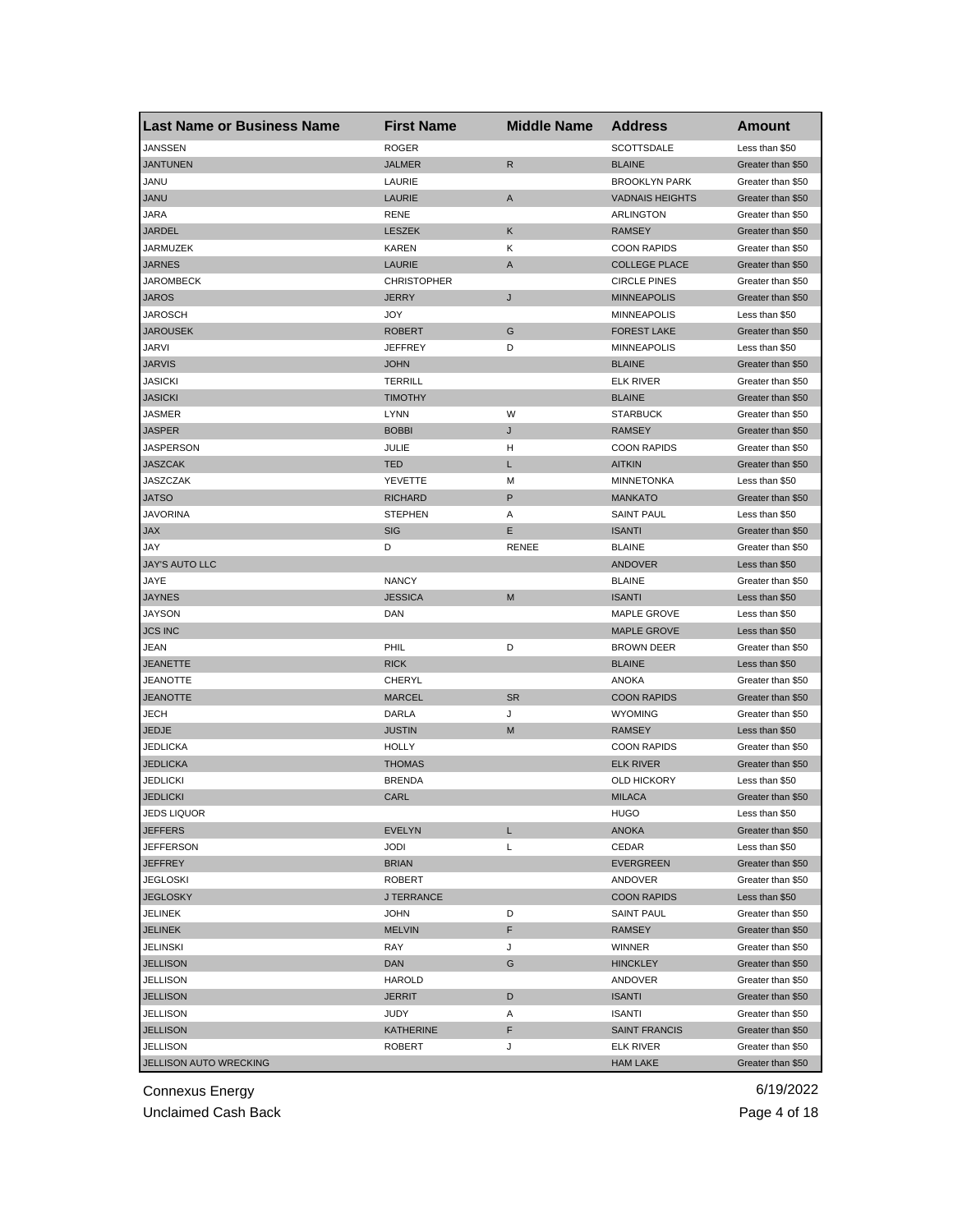| Last Name or Business Name | First Name | Middle Name | Address | Amount |
| --- | --- | --- | --- | --- |
| JANSSEN | ROGER | | SCOTTSDALE | Less than $50 |
| JANTUNEN | JALMER | R | BLAINE | Greater than $50 |
| JANU | LAURIE | | BROOKLYN PARK | Greater than $50 |
| JANU | LAURIE | A | VADNAIS HEIGHTS | Greater than $50 |
| JARA | RENE | | ARLINGTON | Greater than $50 |
| JARDEL | LESZEK | K | RAMSEY | Greater than $50 |
| JARMUZEK | KAREN | K | COON RAPIDS | Greater than $50 |
| JARNES | LAURIE | A | COLLEGE PLACE | Greater than $50 |
| JAROMBECK | CHRISTOPHER | | CIRCLE PINES | Greater than $50 |
| JAROS | JERRY | J | MINNEAPOLIS | Greater than $50 |
| JAROSCH | JOY | | MINNEAPOLIS | Less than $50 |
| JAROUSEK | ROBERT | G | FOREST LAKE | Greater than $50 |
| JARVI | JEFFREY | D | MINNEAPOLIS | Less than $50 |
| JARVIS | JOHN | | BLAINE | Greater than $50 |
| JASICKI | TERRILL | | ELK RIVER | Greater than $50 |
| JASICKI | TIMOTHY | | BLAINE | Greater than $50 |
| JASMER | LYNN | W | STARBUCK | Greater than $50 |
| JASPER | BOBBI | J | RAMSEY | Greater than $50 |
| JASPERSON | JULIE | H | COON RAPIDS | Greater than $50 |
| JASZCAK | TED | L | AITKIN | Greater than $50 |
| JASZCZAK | YEVETTE | M | MINNETONKA | Less than $50 |
| JATSO | RICHARD | P | MANKATO | Greater than $50 |
| JAVORINA | STEPHEN | A | SAINT PAUL | Less than $50 |
| JAX | SIG | E | ISANTI | Greater than $50 |
| JAY | D | RENEE | BLAINE | Greater than $50 |
| JAY'S AUTO LLC | | | ANDOVER | Less than $50 |
| JAYE | NANCY | | BLAINE | Greater than $50 |
| JAYNES | JESSICA | M | ISANTI | Less than $50 |
| JAYSON | DAN | | MAPLE GROVE | Less than $50 |
| JCS INC | | | MAPLE GROVE | Less than $50 |
| JEAN | PHIL | D | BROWN DEER | Greater than $50 |
| JEANETTE | RICK | | BLAINE | Less than $50 |
| JEANOTTE | CHERYL | | ANOKA | Greater than $50 |
| JEANOTTE | MARCEL | SR | COON RAPIDS | Greater than $50 |
| JECH | DARLA | J | WYOMING | Greater than $50 |
| JEDJE | JUSTIN | M | RAMSEY | Less than $50 |
| JEDLICKA | HOLLY | | COON RAPIDS | Greater than $50 |
| JEDLICKA | THOMAS | | ELK RIVER | Greater than $50 |
| JEDLICKI | BRENDA | | OLD HICKORY | Less than $50 |
| JEDLICKI | CARL | | MILACA | Greater than $50 |
| JEDS LIQUOR | | | HUGO | Less than $50 |
| JEFFERS | EVELYN | L | ANOKA | Greater than $50 |
| JEFFERSON | JODI | L | CEDAR | Less than $50 |
| JEFFREY | BRIAN | | EVERGREEN | Greater than $50 |
| JEGLOSKI | ROBERT | | ANDOVER | Greater than $50 |
| JEGLOSKY | J TERRANCE | | COON RAPIDS | Less than $50 |
| JELINEK | JOHN | D | SAINT PAUL | Greater than $50 |
| JELINEK | MELVIN | F | RAMSEY | Greater than $50 |
| JELINSKI | RAY | J | WINNER | Greater than $50 |
| JELLISON | DAN | G | HINCKLEY | Greater than $50 |
| JELLISON | HAROLD | | ANDOVER | Greater than $50 |
| JELLISON | JERRIT | D | ISANTI | Greater than $50 |
| JELLISON | JUDY | A | ISANTI | Greater than $50 |
| JELLISON | KATHERINE | F | SAINT FRANCIS | Greater than $50 |
| JELLISON | ROBERT | J | ELK RIVER | Greater than $50 |
| JELLISON AUTO WRECKING | | | HAM LAKE | Greater than $50 |

Connexus Energy 6/19/2022

Unclaimed Cash Back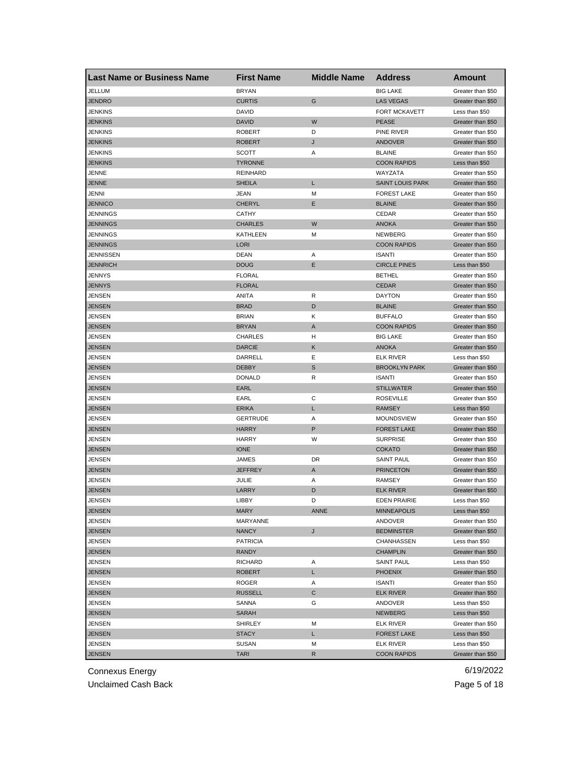| Last Name or Business Name | First Name | Middle Name | Address | Amount |
|---|---|---|---|---|
| JELLUM | BRYAN | | BIG LAKE | Greater than $50 |
| JENDRO | CURTIS | G | LAS VEGAS | Greater than $50 |
| JENKINS | DAVID | | FORT MCKAVETT | Less than $50 |
| JENKINS | DAVID | W | PEASE | Greater than $50 |
| JENKINS | ROBERT | D | PINE RIVER | Greater than $50 |
| JENKINS | ROBERT | J | ANDOVER | Greater than $50 |
| JENKINS | SCOTT | A | BLAINE | Greater than $50 |
| JENKINS | TYRONNE | | COON RAPIDS | Less than $50 |
| JENNE | REINHARD | | WAYZATA | Greater than $50 |
| JENNE | SHEILA | L | SAINT LOUIS PARK | Greater than $50 |
| JENNI | JEAN | M | FOREST LAKE | Greater than $50 |
| JENNICO | CHERYL | E | BLAINE | Greater than $50 |
| JENNINGS | CATHY | | CEDAR | Greater than $50 |
| JENNINGS | CHARLES | W | ANOKA | Greater than $50 |
| JENNINGS | KATHLEEN | M | NEWBERG | Greater than $50 |
| JENNINGS | LORI | | COON RAPIDS | Greater than $50 |
| JENNISSEN | DEAN | A | ISANTI | Greater than $50 |
| JENNRICH | DOUG | E | CIRCLE PINES | Less than $50 |
| JENNYS | FLORAL | | BETHEL | Greater than $50 |
| JENNYS | FLORAL | | CEDAR | Greater than $50 |
| JENSEN | ANITA | R | DAYTON | Greater than $50 |
| JENSEN | BRAD | D | BLAINE | Greater than $50 |
| JENSEN | BRIAN | K | BUFFALO | Greater than $50 |
| JENSEN | BRYAN | A | COON RAPIDS | Greater than $50 |
| JENSEN | CHARLES | H | BIG LAKE | Greater than $50 |
| JENSEN | DARCIE | K | ANOKA | Greater than $50 |
| JENSEN | DARRELL | E | ELK RIVER | Less than $50 |
| JENSEN | DEBBY | S | BROOKLYN PARK | Greater than $50 |
| JENSEN | DONALD | R | ISANTI | Greater than $50 |
| JENSEN | EARL | | STILLWATER | Greater than $50 |
| JENSEN | EARL | C | ROSEVILLE | Greater than $50 |
| JENSEN | ERIKA | L | RAMSEY | Less than $50 |
| JENSEN | GERTRUDE | A | MOUNDSVIEW | Greater than $50 |
| JENSEN | HARRY | P | FOREST LAKE | Greater than $50 |
| JENSEN | HARRY | W | SURPRISE | Greater than $50 |
| JENSEN | IONE | | COKATO | Greater than $50 |
| JENSEN | JAMES | DR | SAINT PAUL | Greater than $50 |
| JENSEN | JEFFREY | A | PRINCETON | Greater than $50 |
| JENSEN | JULIE | A | RAMSEY | Greater than $50 |
| JENSEN | LARRY | D | ELK RIVER | Greater than $50 |
| JENSEN | LIBBY | D | EDEN PRAIRIE | Less than $50 |
| JENSEN | MARY | ANNE | MINNEAPOLIS | Less than $50 |
| JENSEN | MARYANNE | | ANDOVER | Greater than $50 |
| JENSEN | NANCY | J | BEDMINSTER | Greater than $50 |
| JENSEN | PATRICIA | | CHANHASSEN | Less than $50 |
| JENSEN | RANDY | | CHAMPLIN | Greater than $50 |
| JENSEN | RICHARD | A | SAINT PAUL | Less than $50 |
| JENSEN | ROBERT | L | PHOENIX | Greater than $50 |
| JENSEN | ROGER | A | ISANTI | Greater than $50 |
| JENSEN | RUSSELL | C | ELK RIVER | Greater than $50 |
| JENSEN | SANNA | G | ANDOVER | Less than $50 |
| JENSEN | SARAH | | NEWBERG | Less than $50 |
| JENSEN | SHIRLEY | M | ELK RIVER | Greater than $50 |
| JENSEN | STACY | L | FOREST LAKE | Less than $50 |
| JENSEN | SUSAN | M | ELK RIVER | Less than $50 |
| JENSEN | TARI | R | COON RAPIDS | Greater than $50 |

Connexus Energy
Unclaimed Cash Back

6/19/2022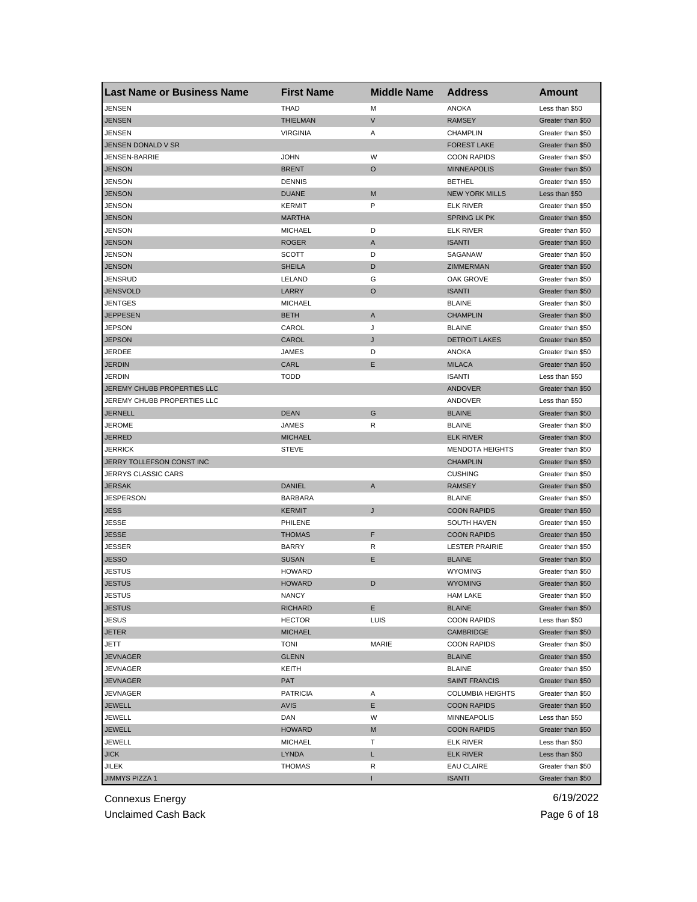| Last Name or Business Name | First Name | Middle Name | Address | Amount |
|---|---|---|---|---|
| JENSEN | THAD | M | ANOKA | Less than $50 |
| JENSEN | THIELMAN | V | RAMSEY | Greater than $50 |
| JENSEN | VIRGINIA | A | CHAMPLIN | Greater than $50 |
| JENSEN DONALD V SR | | | FOREST LAKE | Greater than $50 |
| JENSEN-BARRIE | JOHN | W | COON RAPIDS | Greater than $50 |
| JENSON | BRENT | O | MINNEAPOLIS | Greater than $50 |
| JENSON | DENNIS | | BETHEL | Greater than $50 |
| JENSON | DUANE | M | NEW YORK MILLS | Less than $50 |
| JENSON | KERMIT | P | ELK RIVER | Greater than $50 |
| JENSON | MARTHA | | SPRING LK PK | Greater than $50 |
| JENSON | MICHAEL | D | ELK RIVER | Greater than $50 |
| JENSON | ROGER | A | ISANTI | Greater than $50 |
| JENSON | SCOTT | D | SAGANAW | Greater than $50 |
| JENSON | SHEILA | D | ZIMMERMAN | Greater than $50 |
| JENSRUD | LELAND | G | OAK GROVE | Greater than $50 |
| JENSVOLD | LARRY | O | ISANTI | Greater than $50 |
| JENTGES | MICHAEL | | BLAINE | Greater than $50 |
| JEPPESEN | BETH | A | CHAMPLIN | Greater than $50 |
| JEPSON | CAROL | J | BLAINE | Greater than $50 |
| JEPSON | CAROL | J | DETROIT LAKES | Greater than $50 |
| JERDEE | JAMES | D | ANOKA | Greater than $50 |
| JERDIN | CARL | E | MILACA | Greater than $50 |
| JERDIN | TODD | | ISANTI | Less than $50 |
| JEREMY CHUBB PROPERTIES LLC | | | ANDOVER | Greater than $50 |
| JEREMY CHUBB PROPERTIES LLC | | | ANDOVER | Less than $50 |
| JERNELL | DEAN | G | BLAINE | Greater than $50 |
| JEROME | JAMES | R | BLAINE | Greater than $50 |
| JERRED | MICHAEL | | ELK RIVER | Greater than $50 |
| JERRICK | STEVE | | MENDOTA HEIGHTS | Greater than $50 |
| JERRY TOLLEFSON CONST INC | | | CHAMPLIN | Greater than $50 |
| JERRYS CLASSIC CARS | | | CUSHING | Greater than $50 |
| JERSAK | DANIEL | A | RAMSEY | Greater than $50 |
| JESPERSON | BARBARA | | BLAINE | Greater than $50 |
| JESS | KERMIT | J | COON RAPIDS | Greater than $50 |
| JESSE | PHILENE | | SOUTH HAVEN | Greater than $50 |
| JESSE | THOMAS | F | COON RAPIDS | Greater than $50 |
| JESSER | BARRY | R | LESTER PRAIRIE | Greater than $50 |
| JESSO | SUSAN | E | BLAINE | Greater than $50 |
| JESTUS | HOWARD | | WYOMING | Greater than $50 |
| JESTUS | HOWARD | D | WYOMING | Greater than $50 |
| JESTUS | NANCY | | HAM LAKE | Greater than $50 |
| JESTUS | RICHARD | E | BLAINE | Greater than $50 |
| JESUS | HECTOR | LUIS | COON RAPIDS | Less than $50 |
| JETER | MICHAEL | | CAMBRIDGE | Greater than $50 |
| JETT | TONI | MARIE | COON RAPIDS | Greater than $50 |
| JEVNAGER | GLENN | | BLAINE | Greater than $50 |
| JEVNAGER | KEITH | | BLAINE | Greater than $50 |
| JEVNAGER | PAT | | SAINT FRANCIS | Greater than $50 |
| JEVNAGER | PATRICIA | A | COLUMBIA HEIGHTS | Greater than $50 |
| JEWELL | AVIS | E | COON RAPIDS | Greater than $50 |
| JEWELL | DAN | W | MINNEAPOLIS | Less than $50 |
| JEWELL | HOWARD | M | COON RAPIDS | Greater than $50 |
| JEWELL | MICHAEL | T | ELK RIVER | Less than $50 |
| JICK | LYNDA | L | ELK RIVER | Less than $50 |
| JILEK | THOMAS | R | EAU CLAIRE | Greater than $50 |
| JIMMYS PIZZA 1 | | I | ISANTI | Greater than $50 |

Connexus Energy
Unclaimed Cash Back
6/19/2022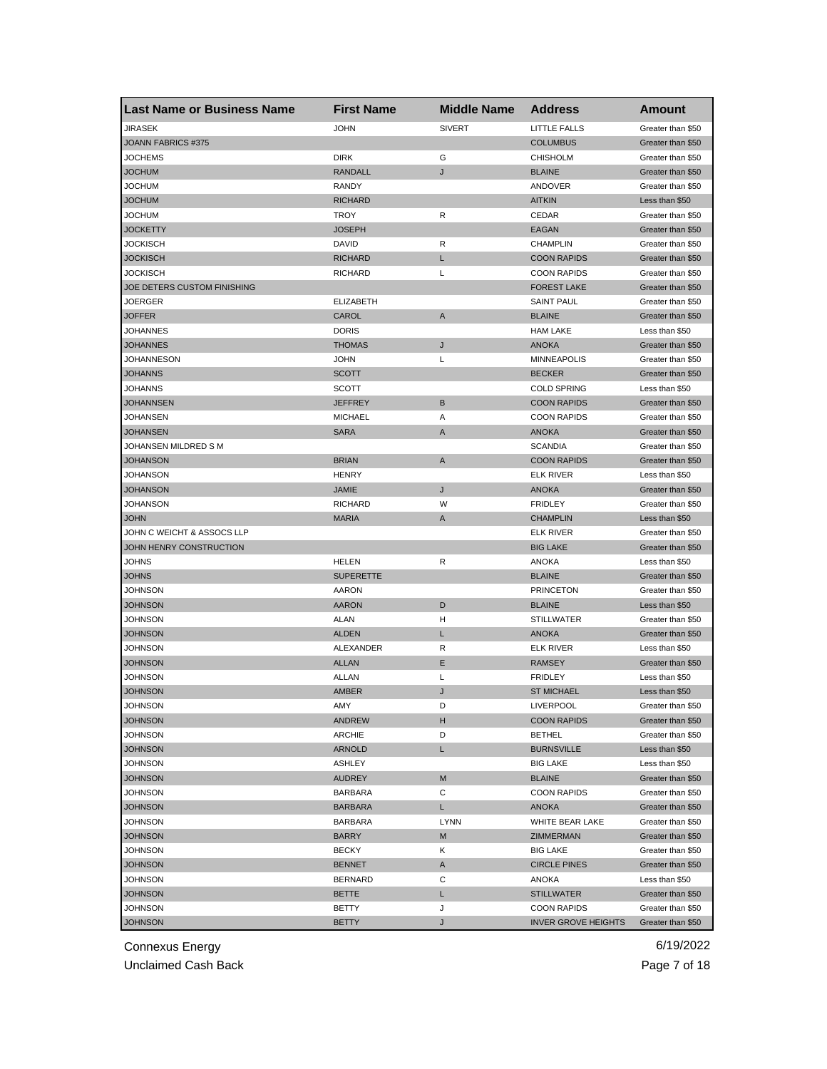| Last Name or Business Name | First Name | Middle Name | Address | Amount |
|---|---|---|---|---|
| JIRASEK | JOHN | SIVERT | LITTLE FALLS | Greater than $50 |
| JOANN FABRICS #375 | | | COLUMBUS | Greater than $50 |
| JOCHEMS | DIRK | G | CHISHOLM | Greater than $50 |
| JOCHUM | RANDALL | J | BLAINE | Greater than $50 |
| JOCHUM | RANDY | | ANDOVER | Greater than $50 |
| JOCHUM | RICHARD | | AITKIN | Less than $50 |
| JOCHUM | TROY | R | CEDAR | Greater than $50 |
| JOCKETTY | JOSEPH | | EAGAN | Greater than $50 |
| JOCKISCH | DAVID | R | CHAMPLIN | Greater than $50 |
| JOCKISCH | RICHARD | L | COON RAPIDS | Greater than $50 |
| JOCKISCH | RICHARD | L | COON RAPIDS | Greater than $50 |
| JOE DETERS CUSTOM FINISHING | | | FOREST LAKE | Greater than $50 |
| JOERGER | ELIZABETH | | SAINT PAUL | Greater than $50 |
| JOFFER | CAROL | A | BLAINE | Greater than $50 |
| JOHANNES | DORIS | | HAM LAKE | Less than $50 |
| JOHANNES | THOMAS | J | ANOKA | Greater than $50 |
| JOHANNESON | JOHN | L | MINNEAPOLIS | Greater than $50 |
| JOHANNS | SCOTT | | BECKER | Greater than $50 |
| JOHANNS | SCOTT | | COLD SPRING | Less than $50 |
| JOHANNSEN | JEFFREY | B | COON RAPIDS | Greater than $50 |
| JOHANSEN | MICHAEL | A | COON RAPIDS | Greater than $50 |
| JOHANSEN | SARA | A | ANOKA | Greater than $50 |
| JOHANSEN MILDRED S M | | | SCANDIA | Greater than $50 |
| JOHANSON | BRIAN | A | COON RAPIDS | Greater than $50 |
| JOHANSON | HENRY | | ELK RIVER | Less than $50 |
| JOHANSON | JAMIE | J | ANOKA | Greater than $50 |
| JOHANSON | RICHARD | W | FRIDLEY | Greater than $50 |
| JOHN | MARIA | A | CHAMPLIN | Less than $50 |
| JOHN C WEICHT & ASSOCS LLP | | | ELK RIVER | Greater than $50 |
| JOHN HENRY CONSTRUCTION | | | BIG LAKE | Greater than $50 |
| JOHNS | HELEN | R | ANOKA | Less than $50 |
| JOHNS | SUPERETTE | | BLAINE | Greater than $50 |
| JOHNSON | AARON | | PRINCETON | Greater than $50 |
| JOHNSON | AARON | D | BLAINE | Less than $50 |
| JOHNSON | ALAN | H | STILLWATER | Greater than $50 |
| JOHNSON | ALDEN | L | ANOKA | Greater than $50 |
| JOHNSON | ALEXANDER | R | ELK RIVER | Less than $50 |
| JOHNSON | ALLAN | E | RAMSEY | Greater than $50 |
| JOHNSON | ALLAN | L | FRIDLEY | Less than $50 |
| JOHNSON | AMBER | J | ST MICHAEL | Less than $50 |
| JOHNSON | AMY | D | LIVERPOOL | Greater than $50 |
| JOHNSON | ANDREW | H | COON RAPIDS | Greater than $50 |
| JOHNSON | ARCHIE | D | BETHEL | Greater than $50 |
| JOHNSON | ARNOLD | L | BURNSVILLE | Less than $50 |
| JOHNSON | ASHLEY | | BIG LAKE | Less than $50 |
| JOHNSON | AUDREY | M | BLAINE | Greater than $50 |
| JOHNSON | BARBARA | C | COON RAPIDS | Greater than $50 |
| JOHNSON | BARBARA | L | ANOKA | Greater than $50 |
| JOHNSON | BARBARA | LYNN | WHITE BEAR LAKE | Greater than $50 |
| JOHNSON | BARRY | M | ZIMMERMAN | Greater than $50 |
| JOHNSON | BECKY | K | BIG LAKE | Greater than $50 |
| JOHNSON | BENNET | A | CIRCLE PINES | Greater than $50 |
| JOHNSON | BERNARD | C | ANOKA | Less than $50 |
| JOHNSON | BETTE | L | STILLWATER | Greater than $50 |
| JOHNSON | BETTY | J | COON RAPIDS | Greater than $50 |
| JOHNSON | BETTY | J | INVER GROVE HEIGHTS | Greater than $50 |

Connexus Energy
Unclaimed Cash Back

6/19/2022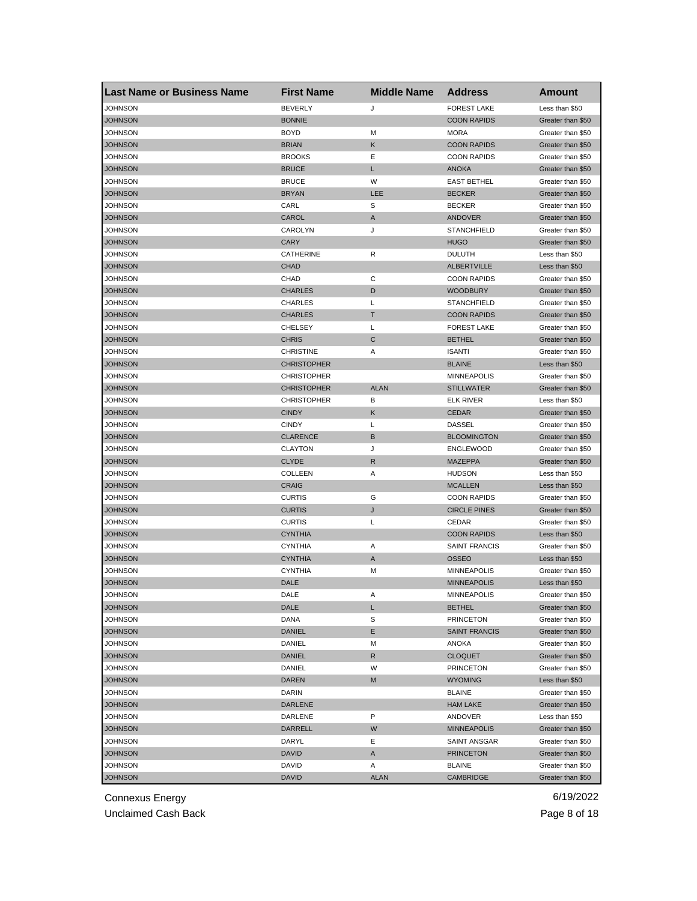| Last Name or Business Name | First Name | Middle Name | Address | Amount |
|---|---|---|---|---|
| JOHNSON | BEVERLY | J | FOREST LAKE | Less than $50 |
| JOHNSON | BONNIE | | COON RAPIDS | Greater than $50 |
| JOHNSON | BOYD | M | MORA | Greater than $50 |
| JOHNSON | BRIAN | K | COON RAPIDS | Greater than $50 |
| JOHNSON | BROOKS | E | COON RAPIDS | Greater than $50 |
| JOHNSON | BRUCE | L | ANOKA | Greater than $50 |
| JOHNSON | BRUCE | W | EAST BETHEL | Greater than $50 |
| JOHNSON | BRYAN | LEE | BECKER | Greater than $50 |
| JOHNSON | CARL | S | BECKER | Greater than $50 |
| JOHNSON | CAROL | A | ANDOVER | Greater than $50 |
| JOHNSON | CAROLYN | J | STANCHFIELD | Greater than $50 |
| JOHNSON | CARY | | HUGO | Greater than $50 |
| JOHNSON | CATHERINE | R | DULUTH | Less than $50 |
| JOHNSON | CHAD | | ALBERTVILLE | Less than $50 |
| JOHNSON | CHAD | C | COON RAPIDS | Greater than $50 |
| JOHNSON | CHARLES | D | WOODBURY | Greater than $50 |
| JOHNSON | CHARLES | L | STANCHFIELD | Greater than $50 |
| JOHNSON | CHARLES | T | COON RAPIDS | Greater than $50 |
| JOHNSON | CHELSEY | L | FOREST LAKE | Greater than $50 |
| JOHNSON | CHRIS | C | BETHEL | Greater than $50 |
| JOHNSON | CHRISTINE | A | ISANTI | Greater than $50 |
| JOHNSON | CHRISTOPHER | | BLAINE | Less than $50 |
| JOHNSON | CHRISTOPHER | | MINNEAPOLIS | Greater than $50 |
| JOHNSON | CHRISTOPHER | ALAN | STILLWATER | Greater than $50 |
| JOHNSON | CHRISTOPHER | B | ELK RIVER | Less than $50 |
| JOHNSON | CINDY | K | CEDAR | Greater than $50 |
| JOHNSON | CINDY | L | DASSEL | Greater than $50 |
| JOHNSON | CLARENCE | B | BLOOMINGTON | Greater than $50 |
| JOHNSON | CLAYTON | J | ENGLEWOOD | Greater than $50 |
| JOHNSON | CLYDE | R | MAZEPPA | Greater than $50 |
| JOHNSON | COLLEEN | A | HUDSON | Less than $50 |
| JOHNSON | CRAIG | | MCALLEN | Less than $50 |
| JOHNSON | CURTIS | G | COON RAPIDS | Greater than $50 |
| JOHNSON | CURTIS | J | CIRCLE PINES | Greater than $50 |
| JOHNSON | CURTIS | L | CEDAR | Greater than $50 |
| JOHNSON | CYNTHIA | | COON RAPIDS | Less than $50 |
| JOHNSON | CYNTHIA | A | SAINT FRANCIS | Greater than $50 |
| JOHNSON | CYNTHIA | A | OSSEO | Less than $50 |
| JOHNSON | CYNTHIA | M | MINNEAPOLIS | Greater than $50 |
| JOHNSON | DALE | | MINNEAPOLIS | Less than $50 |
| JOHNSON | DALE | A | MINNEAPOLIS | Greater than $50 |
| JOHNSON | DALE | L | BETHEL | Greater than $50 |
| JOHNSON | DANA | S | PRINCETON | Greater than $50 |
| JOHNSON | DANIEL | E | SAINT FRANCIS | Greater than $50 |
| JOHNSON | DANIEL | M | ANOKA | Greater than $50 |
| JOHNSON | DANIEL | R | CLOQUET | Greater than $50 |
| JOHNSON | DANIEL | W | PRINCETON | Greater than $50 |
| JOHNSON | DAREN | M | WYOMING | Less than $50 |
| JOHNSON | DARIN | | BLAINE | Greater than $50 |
| JOHNSON | DARLENE | | HAM LAKE | Greater than $50 |
| JOHNSON | DARLENE | P | ANDOVER | Less than $50 |
| JOHNSON | DARRELL | W | MINNEAPOLIS | Greater than $50 |
| JOHNSON | DARYL | E | SAINT ANSGAR | Greater than $50 |
| JOHNSON | DAVID | A | PRINCETON | Greater than $50 |
| JOHNSON | DAVID | A | BLAINE | Greater than $50 |
| JOHNSON | DAVID | ALAN | CAMBRIDGE | Greater than $50 |

Connexus Energy
Unclaimed Cash Back
6/19/2022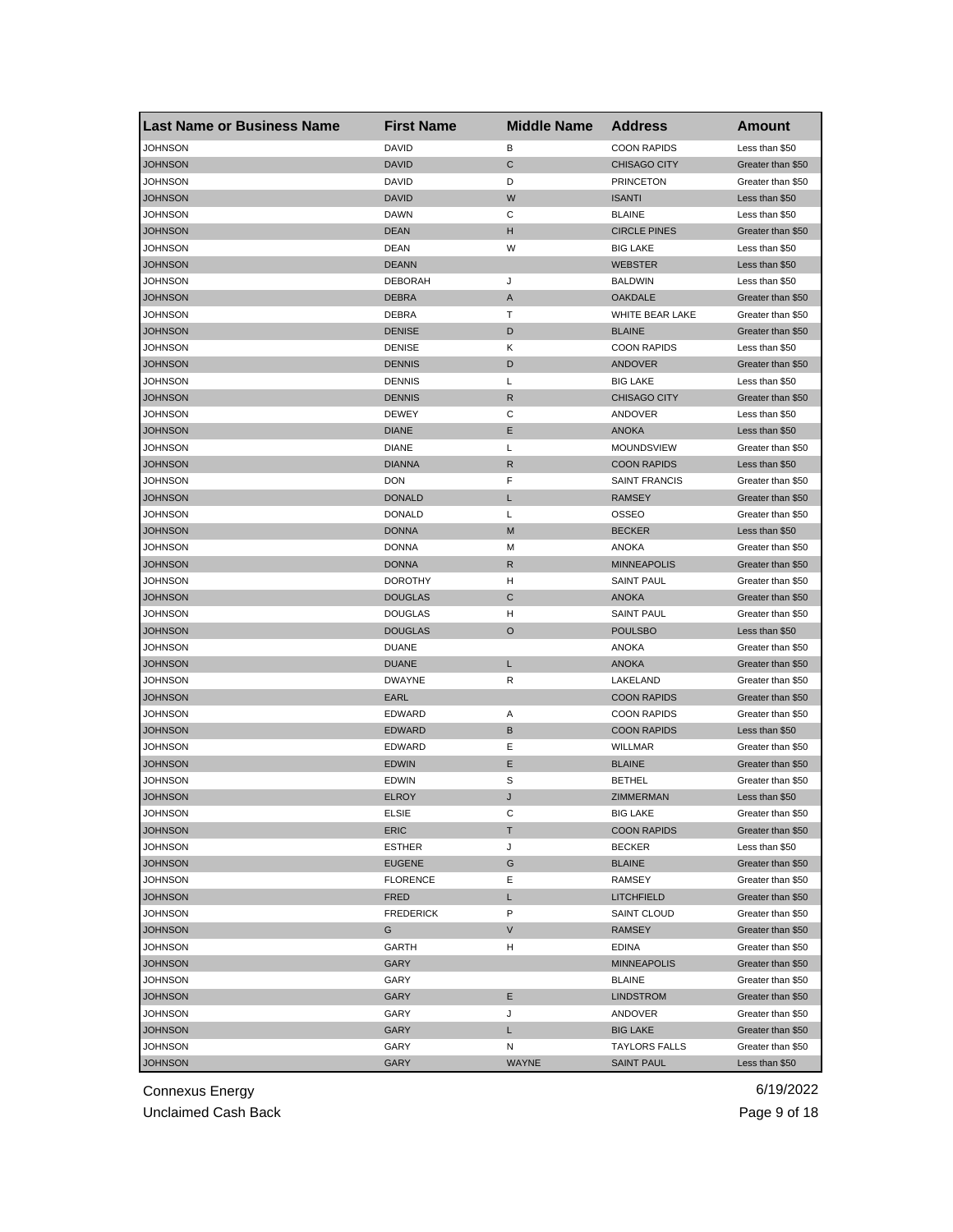| Last Name or Business Name | First Name | Middle Name | Address | Amount |
|---|---|---|---|---|
| JOHNSON | DAVID | B | COON RAPIDS | Less than $50 |
| JOHNSON | DAVID | C | CHISAGO CITY | Greater than $50 |
| JOHNSON | DAVID | D | PRINCETON | Greater than $50 |
| JOHNSON | DAVID | W | ISANTI | Less than $50 |
| JOHNSON | DAWN | C | BLAINE | Less than $50 |
| JOHNSON | DEAN | H | CIRCLE PINES | Greater than $50 |
| JOHNSON | DEAN | W | BIG LAKE | Less than $50 |
| JOHNSON | DEANN | | WEBSTER | Less than $50 |
| JOHNSON | DEBORAH | J | BALDWIN | Less than $50 |
| JOHNSON | DEBRA | A | OAKDALE | Greater than $50 |
| JOHNSON | DEBRA | T | WHITE BEAR LAKE | Greater than $50 |
| JOHNSON | DENISE | D | BLAINE | Greater than $50 |
| JOHNSON | DENISE | K | COON RAPIDS | Less than $50 |
| JOHNSON | DENNIS | D | ANDOVER | Greater than $50 |
| JOHNSON | DENNIS | L | BIG LAKE | Less than $50 |
| JOHNSON | DENNIS | R | CHISAGO CITY | Greater than $50 |
| JOHNSON | DEWEY | C | ANDOVER | Less than $50 |
| JOHNSON | DIANE | E | ANOKA | Less than $50 |
| JOHNSON | DIANE | L | MOUNDSVIEW | Greater than $50 |
| JOHNSON | DIANNA | R | COON RAPIDS | Less than $50 |
| JOHNSON | DON | F | SAINT FRANCIS | Greater than $50 |
| JOHNSON | DONALD | L | RAMSEY | Greater than $50 |
| JOHNSON | DONALD | L | OSSEO | Greater than $50 |
| JOHNSON | DONNA | M | BECKER | Less than $50 |
| JOHNSON | DONNA | M | ANOKA | Greater than $50 |
| JOHNSON | DONNA | R | MINNEAPOLIS | Greater than $50 |
| JOHNSON | DOROTHY | H | SAINT PAUL | Greater than $50 |
| JOHNSON | DOUGLAS | C | ANOKA | Greater than $50 |
| JOHNSON | DOUGLAS | H | SAINT PAUL | Greater than $50 |
| JOHNSON | DOUGLAS | O | POULSBO | Less than $50 |
| JOHNSON | DUANE | | ANOKA | Greater than $50 |
| JOHNSON | DUANE | L | ANOKA | Greater than $50 |
| JOHNSON | DWAYNE | R | LAKELAND | Greater than $50 |
| JOHNSON | EARL | | COON RAPIDS | Greater than $50 |
| JOHNSON | EDWARD | A | COON RAPIDS | Greater than $50 |
| JOHNSON | EDWARD | B | COON RAPIDS | Less than $50 |
| JOHNSON | EDWARD | E | WILLMAR | Greater than $50 |
| JOHNSON | EDWIN | E | BLAINE | Greater than $50 |
| JOHNSON | EDWIN | S | BETHEL | Greater than $50 |
| JOHNSON | ELROY | J | ZIMMERMAN | Less than $50 |
| JOHNSON | ELSIE | C | BIG LAKE | Greater than $50 |
| JOHNSON | ERIC | T | COON RAPIDS | Greater than $50 |
| JOHNSON | ESTHER | J | BECKER | Less than $50 |
| JOHNSON | EUGENE | G | BLAINE | Greater than $50 |
| JOHNSON | FLORENCE | E | RAMSEY | Greater than $50 |
| JOHNSON | FRED | L | LITCHFIELD | Greater than $50 |
| JOHNSON | FREDERICK | P | SAINT CLOUD | Greater than $50 |
| JOHNSON | G | V | RAMSEY | Greater than $50 |
| JOHNSON | GARTH | H | EDINA | Greater than $50 |
| JOHNSON | GARY | | MINNEAPOLIS | Greater than $50 |
| JOHNSON | GARY | | BLAINE | Greater than $50 |
| JOHNSON | GARY | E | LINDSTROM | Greater than $50 |
| JOHNSON | GARY | J | ANDOVER | Greater than $50 |
| JOHNSON | GARY | L | BIG LAKE | Greater than $50 |
| JOHNSON | GARY | N | TAYLORS FALLS | Greater than $50 |
| JOHNSON | GARY | WAYNE | SAINT PAUL | Less than $50 |

Connexus Energy
Unclaimed Cash Back

6/19/2022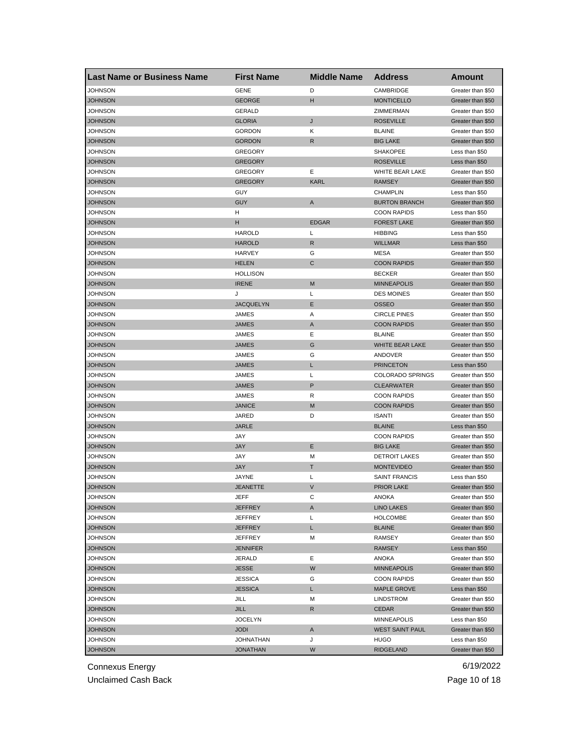| Last Name or Business Name | First Name | Middle Name | Address | Amount |
|---|---|---|---|---|
| JOHNSON | GENE | D | CAMBRIDGE | Greater than $50 |
| JOHNSON | GEORGE | H | MONTICELLO | Greater than $50 |
| JOHNSON | GERALD | | ZIMMERMAN | Greater than $50 |
| JOHNSON | GLORIA | J | ROSEVILLE | Greater than $50 |
| JOHNSON | GORDON | K | BLAINE | Greater than $50 |
| JOHNSON | GORDON | R | BIG LAKE | Greater than $50 |
| JOHNSON | GREGORY | | SHAKOPEE | Less than $50 |
| JOHNSON | GREGORY | | ROSEVILLE | Less than $50 |
| JOHNSON | GREGORY | E | WHITE BEAR LAKE | Greater than $50 |
| JOHNSON | GREGORY | KARL | RAMSEY | Greater than $50 |
| JOHNSON | GUY | | CHAMPLIN | Less than $50 |
| JOHNSON | GUY | A | BURTON BRANCH | Greater than $50 |
| JOHNSON | H | | COON RAPIDS | Less than $50 |
| JOHNSON | H | EDGAR | FOREST LAKE | Greater than $50 |
| JOHNSON | HAROLD | L | HIBBING | Less than $50 |
| JOHNSON | HAROLD | R | WILLMAR | Less than $50 |
| JOHNSON | HARVEY | G | MESA | Greater than $50 |
| JOHNSON | HELEN | C | COON RAPIDS | Greater than $50 |
| JOHNSON | HOLLISON | | BECKER | Greater than $50 |
| JOHNSON | IRENE | M | MINNEAPOLIS | Greater than $50 |
| JOHNSON | J | L | DES MOINES | Greater than $50 |
| JOHNSON | JACQUELYN | E | OSSEO | Greater than $50 |
| JOHNSON | JAMES | A | CIRCLE PINES | Greater than $50 |
| JOHNSON | JAMES | A | COON RAPIDS | Greater than $50 |
| JOHNSON | JAMES | E | BLAINE | Greater than $50 |
| JOHNSON | JAMES | G | WHITE BEAR LAKE | Greater than $50 |
| JOHNSON | JAMES | G | ANDOVER | Greater than $50 |
| JOHNSON | JAMES | L | PRINCETON | Less than $50 |
| JOHNSON | JAMES | L | COLORADO SPRINGS | Greater than $50 |
| JOHNSON | JAMES | P | CLEARWATER | Greater than $50 |
| JOHNSON | JAMES | R | COON RAPIDS | Greater than $50 |
| JOHNSON | JANICE | M | COON RAPIDS | Greater than $50 |
| JOHNSON | JARED | D | ISANTI | Greater than $50 |
| JOHNSON | JARLE | | BLAINE | Less than $50 |
| JOHNSON | JAY | | COON RAPIDS | Greater than $50 |
| JOHNSON | JAY | E | BIG LAKE | Greater than $50 |
| JOHNSON | JAY | M | DETROIT LAKES | Greater than $50 |
| JOHNSON | JAY | T | MONTEVIDEO | Greater than $50 |
| JOHNSON | JAYNE | L | SAINT FRANCIS | Less than $50 |
| JOHNSON | JEANETTE | V | PRIOR LAKE | Greater than $50 |
| JOHNSON | JEFF | C | ANOKA | Greater than $50 |
| JOHNSON | JEFFREY | A | LINO LAKES | Greater than $50 |
| JOHNSON | JEFFREY | L | HOLCOMBE | Greater than $50 |
| JOHNSON | JEFFREY | L | BLAINE | Greater than $50 |
| JOHNSON | JEFFREY | M | RAMSEY | Greater than $50 |
| JOHNSON | JENNIFER | | RAMSEY | Less than $50 |
| JOHNSON | JERALD | E | ANOKA | Greater than $50 |
| JOHNSON | JESSE | W | MINNEAPOLIS | Greater than $50 |
| JOHNSON | JESSICA | G | COON RAPIDS | Greater than $50 |
| JOHNSON | JESSICA | L | MAPLE GROVE | Less than $50 |
| JOHNSON | JILL | M | LINDSTROM | Greater than $50 |
| JOHNSON | JILL | R | CEDAR | Greater than $50 |
| JOHNSON | JOCELYN | | MINNEAPOLIS | Less than $50 |
| JOHNSON | JODI | A | WEST SAINT PAUL | Greater than $50 |
| JOHNSON | JOHNATHAN | J | HUGO | Less than $50 |
| JOHNSON | JONATHAN | W | RIDGELAND | Greater than $50 |

Connexus Energy
Unclaimed Cash Back
6/19/2022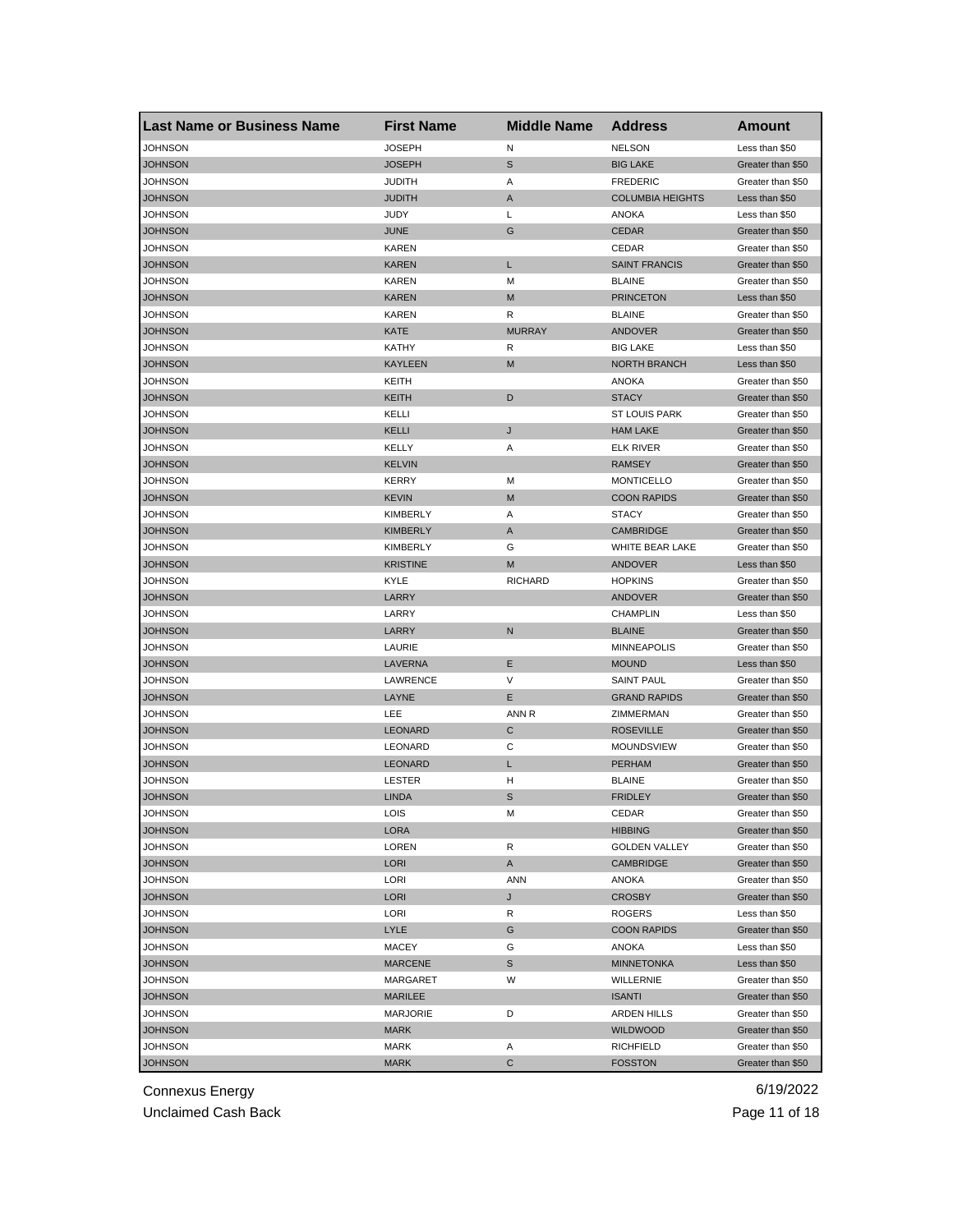| Last Name or Business Name | First Name | Middle Name | Address | Amount |
|---|---|---|---|---|
| JOHNSON | JOSEPH | N | NELSON | Less than $50 |
| JOHNSON | JOSEPH | S | BIG LAKE | Greater than $50 |
| JOHNSON | JUDITH | A | FREDERIC | Greater than $50 |
| JOHNSON | JUDITH | A | COLUMBIA HEIGHTS | Less than $50 |
| JOHNSON | JUDY | L | ANOKA | Less than $50 |
| JOHNSON | JUNE | G | CEDAR | Greater than $50 |
| JOHNSON | KAREN | | CEDAR | Greater than $50 |
| JOHNSON | KAREN | L | SAINT FRANCIS | Greater than $50 |
| JOHNSON | KAREN | M | BLAINE | Greater than $50 |
| JOHNSON | KAREN | M | PRINCETON | Less than $50 |
| JOHNSON | KAREN | R | BLAINE | Greater than $50 |
| JOHNSON | KATE | MURRAY | ANDOVER | Greater than $50 |
| JOHNSON | KATHY | R | BIG LAKE | Less than $50 |
| JOHNSON | KAYLEEN | M | NORTH BRANCH | Less than $50 |
| JOHNSON | KEITH | | ANOKA | Greater than $50 |
| JOHNSON | KEITH | D | STACY | Greater than $50 |
| JOHNSON | KELLI | | ST LOUIS PARK | Greater than $50 |
| JOHNSON | KELLI | J | HAM LAKE | Greater than $50 |
| JOHNSON | KELLY | A | ELK RIVER | Greater than $50 |
| JOHNSON | KELVIN | | RAMSEY | Greater than $50 |
| JOHNSON | KERRY | M | MONTICELLO | Greater than $50 |
| JOHNSON | KEVIN | M | COON RAPIDS | Greater than $50 |
| JOHNSON | KIMBERLY | A | STACY | Greater than $50 |
| JOHNSON | KIMBERLY | A | CAMBRIDGE | Greater than $50 |
| JOHNSON | KIMBERLY | G | WHITE BEAR LAKE | Greater than $50 |
| JOHNSON | KRISTINE | M | ANDOVER | Less than $50 |
| JOHNSON | KYLE | RICHARD | HOPKINS | Greater than $50 |
| JOHNSON | LARRY | | ANDOVER | Greater than $50 |
| JOHNSON | LARRY | | CHAMPLIN | Less than $50 |
| JOHNSON | LARRY | N | BLAINE | Greater than $50 |
| JOHNSON | LAURIE | | MINNEAPOLIS | Greater than $50 |
| JOHNSON | LAVERNA | E | MOUND | Less than $50 |
| JOHNSON | LAWRENCE | V | SAINT PAUL | Greater than $50 |
| JOHNSON | LAYNE | E | GRAND RAPIDS | Greater than $50 |
| JOHNSON | LEE | ANN R | ZIMMERMAN | Greater than $50 |
| JOHNSON | LEONARD | C | ROSEVILLE | Greater than $50 |
| JOHNSON | LEONARD | C | MOUNDSVIEW | Greater than $50 |
| JOHNSON | LEONARD | L | PERHAM | Greater than $50 |
| JOHNSON | LESTER | H | BLAINE | Greater than $50 |
| JOHNSON | LINDA | S | FRIDLEY | Greater than $50 |
| JOHNSON | LOIS | M | CEDAR | Greater than $50 |
| JOHNSON | LORA | | HIBBING | Greater than $50 |
| JOHNSON | LOREN | R | GOLDEN VALLEY | Greater than $50 |
| JOHNSON | LORI | A | CAMBRIDGE | Greater than $50 |
| JOHNSON | LORI | ANN | ANOKA | Greater than $50 |
| JOHNSON | LORI | J | CROSBY | Greater than $50 |
| JOHNSON | LORI | R | ROGERS | Less than $50 |
| JOHNSON | LYLE | G | COON RAPIDS | Greater than $50 |
| JOHNSON | MACEY | G | ANOKA | Less than $50 |
| JOHNSON | MARCENE | S | MINNETONKA | Less than $50 |
| JOHNSON | MARGARET | W | WILLERNIE | Greater than $50 |
| JOHNSON | MARILEE | | ISANTI | Greater than $50 |
| JOHNSON | MARJORIE | D | ARDEN HILLS | Greater than $50 |
| JOHNSON | MARK | | WILDWOOD | Greater than $50 |
| JOHNSON | MARK | A | RICHFIELD | Greater than $50 |
| JOHNSON | MARK | C | FOSSTON | Greater than $50 |

Connexus Energy
Unclaimed Cash Back

6/19/2022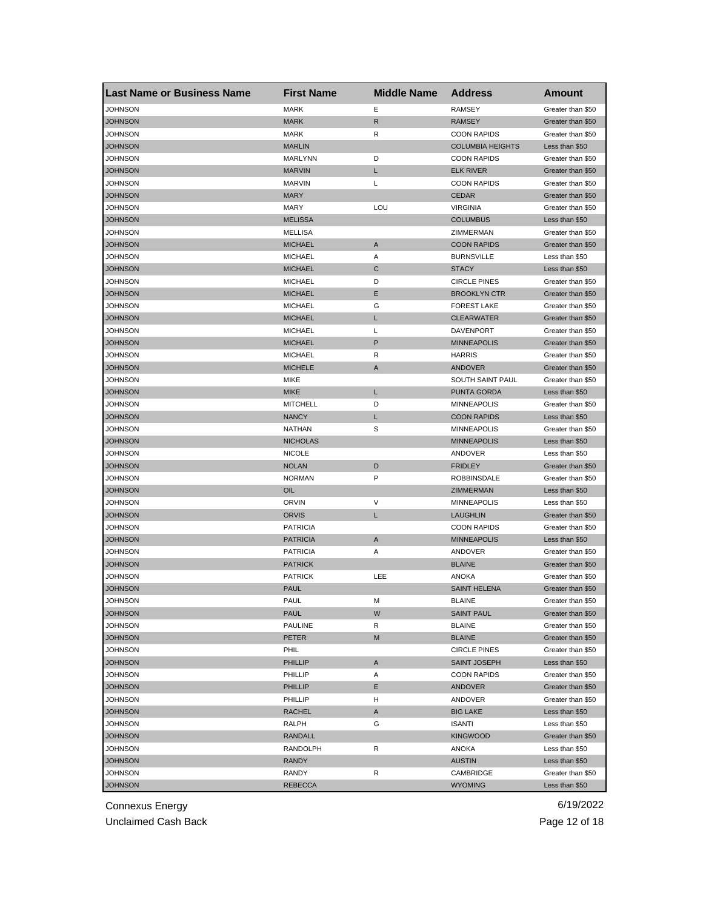| Last Name or Business Name | First Name | Middle Name | Address | Amount |
|---|---|---|---|---|
| JOHNSON | MARK | E | RAMSEY | Greater than $50 |
| JOHNSON | MARK | R | RAMSEY | Greater than $50 |
| JOHNSON | MARK | R | COON RAPIDS | Greater than $50 |
| JOHNSON | MARLIN | | COLUMBIA HEIGHTS | Less than $50 |
| JOHNSON | MARLYNN | D | COON RAPIDS | Greater than $50 |
| JOHNSON | MARVIN | L | ELK RIVER | Greater than $50 |
| JOHNSON | MARVIN | L | COON RAPIDS | Greater than $50 |
| JOHNSON | MARY | | CEDAR | Greater than $50 |
| JOHNSON | MARY | LOU | VIRGINIA | Greater than $50 |
| JOHNSON | MELISSA | | COLUMBUS | Less than $50 |
| JOHNSON | MELLISA | | ZIMMERMAN | Greater than $50 |
| JOHNSON | MICHAEL | A | COON RAPIDS | Greater than $50 |
| JOHNSON | MICHAEL | A | BURNSVILLE | Less than $50 |
| JOHNSON | MICHAEL | C | STACY | Less than $50 |
| JOHNSON | MICHAEL | D | CIRCLE PINES | Greater than $50 |
| JOHNSON | MICHAEL | E | BROOKLYN CTR | Greater than $50 |
| JOHNSON | MICHAEL | G | FOREST LAKE | Greater than $50 |
| JOHNSON | MICHAEL | L | CLEARWATER | Greater than $50 |
| JOHNSON | MICHAEL | L | DAVENPORT | Greater than $50 |
| JOHNSON | MICHAEL | P | MINNEAPOLIS | Greater than $50 |
| JOHNSON | MICHAEL | R | HARRIS | Greater than $50 |
| JOHNSON | MICHELE | A | ANDOVER | Greater than $50 |
| JOHNSON | MIKE | | SOUTH SAINT PAUL | Greater than $50 |
| JOHNSON | MIKE | L | PUNTA GORDA | Less than $50 |
| JOHNSON | MITCHELL | D | MINNEAPOLIS | Greater than $50 |
| JOHNSON | NANCY | L | COON RAPIDS | Less than $50 |
| JOHNSON | NATHAN | S | MINNEAPOLIS | Greater than $50 |
| JOHNSON | NICHOLAS | | MINNEAPOLIS | Less than $50 |
| JOHNSON | NICOLE | | ANDOVER | Less than $50 |
| JOHNSON | NOLAN | D | FRIDLEY | Greater than $50 |
| JOHNSON | NORMAN | P | ROBBINSDALE | Greater than $50 |
| JOHNSON | OIL | | ZIMMERMAN | Less than $50 |
| JOHNSON | ORVIN | V | MINNEAPOLIS | Less than $50 |
| JOHNSON | ORVIS | L | LAUGHLIN | Greater than $50 |
| JOHNSON | PATRICIA | | COON RAPIDS | Greater than $50 |
| JOHNSON | PATRICIA | A | MINNEAPOLIS | Less than $50 |
| JOHNSON | PATRICIA | A | ANDOVER | Greater than $50 |
| JOHNSON | PATRICK | | BLAINE | Greater than $50 |
| JOHNSON | PATRICK | LEE | ANOKA | Greater than $50 |
| JOHNSON | PAUL | | SAINT HELENA | Greater than $50 |
| JOHNSON | PAUL | M | BLAINE | Greater than $50 |
| JOHNSON | PAUL | W | SAINT PAUL | Greater than $50 |
| JOHNSON | PAULINE | R | BLAINE | Greater than $50 |
| JOHNSON | PETER | M | BLAINE | Greater than $50 |
| JOHNSON | PHIL | | CIRCLE PINES | Greater than $50 |
| JOHNSON | PHILLIP | A | SAINT JOSEPH | Less than $50 |
| JOHNSON | PHILLIP | A | COON RAPIDS | Greater than $50 |
| JOHNSON | PHILLIP | E | ANDOVER | Greater than $50 |
| JOHNSON | PHILLIP | H | ANDOVER | Greater than $50 |
| JOHNSON | RACHEL | A | BIG LAKE | Less than $50 |
| JOHNSON | RALPH | G | ISANTI | Less than $50 |
| JOHNSON | RANDALL | | KINGWOOD | Greater than $50 |
| JOHNSON | RANDOLPH | R | ANOKA | Less than $50 |
| JOHNSON | RANDY | | AUSTIN | Less than $50 |
| JOHNSON | RANDY | R | CAMBRIDGE | Greater than $50 |
| JOHNSON | REBECCA | | WYOMING | Less than $50 |

Connexus Energy
Unclaimed Cash Back
6/19/2022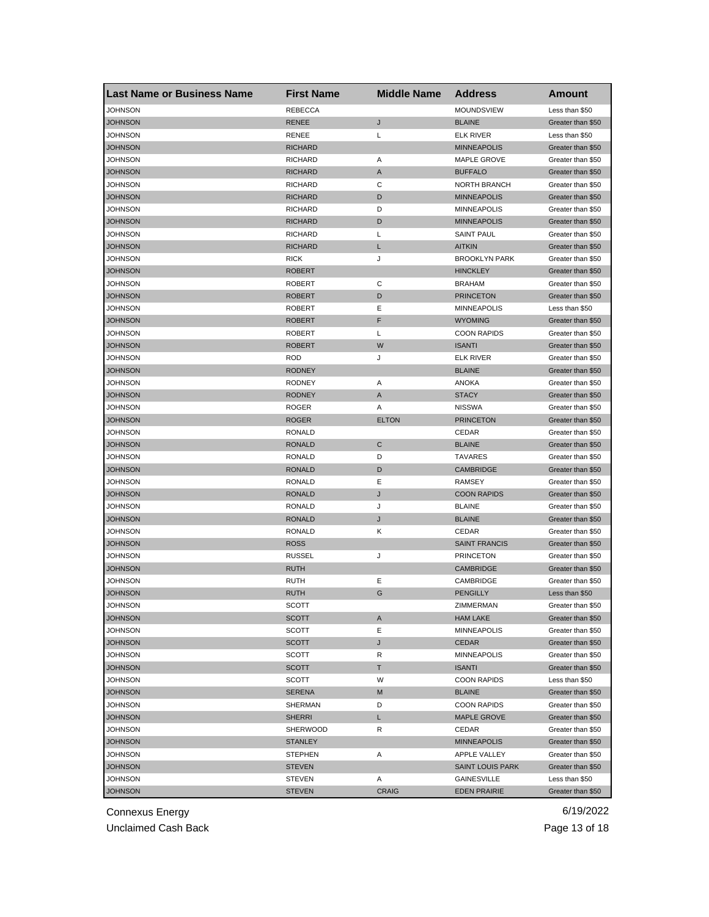| Last Name or Business Name | First Name | Middle Name | Address | Amount |
| --- | --- | --- | --- | --- |
| JOHNSON | REBECCA | | MOUNDSVIEW | Less than $50 |
| JOHNSON | RENEE | J | BLAINE | Greater than $50 |
| JOHNSON | RENEE | L | ELK RIVER | Less than $50 |
| JOHNSON | RICHARD | | MINNEAPOLIS | Greater than $50 |
| JOHNSON | RICHARD | A | MAPLE GROVE | Greater than $50 |
| JOHNSON | RICHARD | A | BUFFALO | Greater than $50 |
| JOHNSON | RICHARD | C | NORTH BRANCH | Greater than $50 |
| JOHNSON | RICHARD | D | MINNEAPOLIS | Greater than $50 |
| JOHNSON | RICHARD | D | MINNEAPOLIS | Greater than $50 |
| JOHNSON | RICHARD | D | MINNEAPOLIS | Greater than $50 |
| JOHNSON | RICHARD | L | SAINT PAUL | Greater than $50 |
| JOHNSON | RICHARD | L | AITKIN | Greater than $50 |
| JOHNSON | RICK | J | BROOKLYN PARK | Greater than $50 |
| JOHNSON | ROBERT | | HINCKLEY | Greater than $50 |
| JOHNSON | ROBERT | C | BRAHAM | Greater than $50 |
| JOHNSON | ROBERT | D | PRINCETON | Greater than $50 |
| JOHNSON | ROBERT | E | MINNEAPOLIS | Less than $50 |
| JOHNSON | ROBERT | F | WYOMING | Greater than $50 |
| JOHNSON | ROBERT | L | COON RAPIDS | Greater than $50 |
| JOHNSON | ROBERT | W | ISANTI | Greater than $50 |
| JOHNSON | ROD | J | ELK RIVER | Greater than $50 |
| JOHNSON | RODNEY | | BLAINE | Greater than $50 |
| JOHNSON | RODNEY | A | ANOKA | Greater than $50 |
| JOHNSON | RODNEY | A | STACY | Greater than $50 |
| JOHNSON | ROGER | A | NISSWA | Greater than $50 |
| JOHNSON | ROGER | ELTON | PRINCETON | Greater than $50 |
| JOHNSON | RONALD | | CEDAR | Greater than $50 |
| JOHNSON | RONALD | C | BLAINE | Greater than $50 |
| JOHNSON | RONALD | D | TAVARES | Greater than $50 |
| JOHNSON | RONALD | D | CAMBRIDGE | Greater than $50 |
| JOHNSON | RONALD | E | RAMSEY | Greater than $50 |
| JOHNSON | RONALD | J | COON RAPIDS | Greater than $50 |
| JOHNSON | RONALD | J | BLAINE | Greater than $50 |
| JOHNSON | RONALD | J | BLAINE | Greater than $50 |
| JOHNSON | RONALD | K | CEDAR | Greater than $50 |
| JOHNSON | ROSS | | SAINT FRANCIS | Greater than $50 |
| JOHNSON | RUSSEL | J | PRINCETON | Greater than $50 |
| JOHNSON | RUTH | | CAMBRIDGE | Greater than $50 |
| JOHNSON | RUTH | E | CAMBRIDGE | Greater than $50 |
| JOHNSON | RUTH | G | PENGILLY | Less than $50 |
| JOHNSON | SCOTT | | ZIMMERMAN | Greater than $50 |
| JOHNSON | SCOTT | A | HAM LAKE | Greater than $50 |
| JOHNSON | SCOTT | E | MINNEAPOLIS | Greater than $50 |
| JOHNSON | SCOTT | J | CEDAR | Greater than $50 |
| JOHNSON | SCOTT | R | MINNEAPOLIS | Greater than $50 |
| JOHNSON | SCOTT | T | ISANTI | Greater than $50 |
| JOHNSON | SCOTT | W | COON RAPIDS | Less than $50 |
| JOHNSON | SERENA | M | BLAINE | Greater than $50 |
| JOHNSON | SHERMAN | D | COON RAPIDS | Greater than $50 |
| JOHNSON | SHERRI | L | MAPLE GROVE | Greater than $50 |
| JOHNSON | SHERWOOD | R | CEDAR | Greater than $50 |
| JOHNSON | STANLEY | | MINNEAPOLIS | Greater than $50 |
| JOHNSON | STEPHEN | A | APPLE VALLEY | Greater than $50 |
| JOHNSON | STEVEN | | SAINT LOUIS PARK | Greater than $50 |
| JOHNSON | STEVEN | A | GAINESVILLE | Less than $50 |
| JOHNSON | STEVEN | CRAIG | EDEN PRAIRIE | Greater than $50 |

Connexus Energy
Unclaimed Cash Back
6/19/2022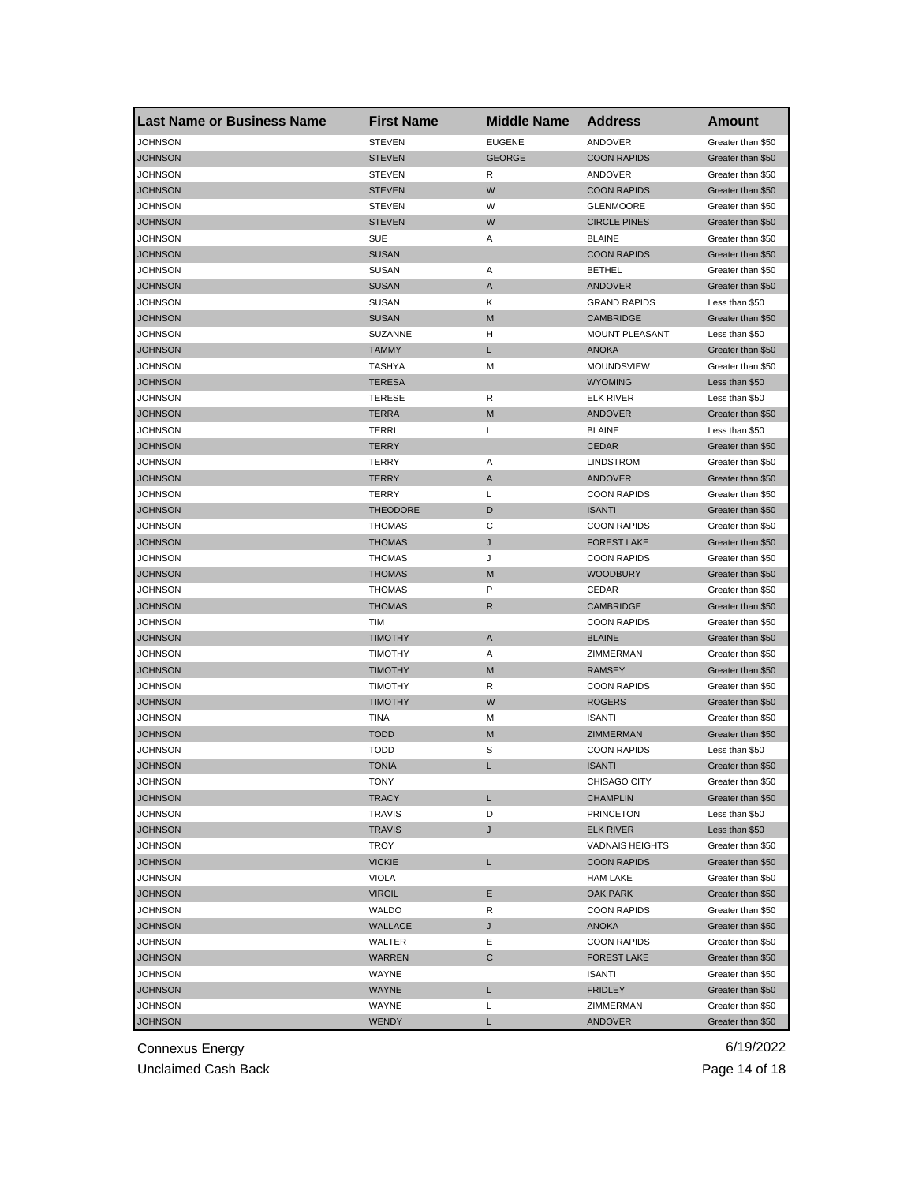| Last Name or Business Name | First Name | Middle Name | Address | Amount |
| --- | --- | --- | --- | --- |
| JOHNSON | STEVEN | EUGENE | ANDOVER | Greater than $50 |
| JOHNSON | STEVEN | GEORGE | COON RAPIDS | Greater than $50 |
| JOHNSON | STEVEN | R | ANDOVER | Greater than $50 |
| JOHNSON | STEVEN | W | COON RAPIDS | Greater than $50 |
| JOHNSON | STEVEN | W | GLENMOORE | Greater than $50 |
| JOHNSON | STEVEN | W | CIRCLE PINES | Greater than $50 |
| JOHNSON | SUE | A | BLAINE | Greater than $50 |
| JOHNSON | SUSAN | | COON RAPIDS | Greater than $50 |
| JOHNSON | SUSAN | A | BETHEL | Greater than $50 |
| JOHNSON | SUSAN | A | ANDOVER | Greater than $50 |
| JOHNSON | SUSAN | K | GRAND RAPIDS | Less than $50 |
| JOHNSON | SUSAN | M | CAMBRIDGE | Greater than $50 |
| JOHNSON | SUZANNE | H | MOUNT PLEASANT | Less than $50 |
| JOHNSON | TAMMY | L | ANOKA | Greater than $50 |
| JOHNSON | TASHYA | M | MOUNDSVIEW | Greater than $50 |
| JOHNSON | TERESA | | WYOMING | Less than $50 |
| JOHNSON | TERESE | R | ELK RIVER | Less than $50 |
| JOHNSON | TERRA | M | ANDOVER | Greater than $50 |
| JOHNSON | TERRI | L | BLAINE | Less than $50 |
| JOHNSON | TERRY | | CEDAR | Greater than $50 |
| JOHNSON | TERRY | A | LINDSTROM | Greater than $50 |
| JOHNSON | TERRY | A | ANDOVER | Greater than $50 |
| JOHNSON | TERRY | L | COON RAPIDS | Greater than $50 |
| JOHNSON | THEODORE | D | ISANTI | Greater than $50 |
| JOHNSON | THOMAS | C | COON RAPIDS | Greater than $50 |
| JOHNSON | THOMAS | J | FOREST LAKE | Greater than $50 |
| JOHNSON | THOMAS | J | COON RAPIDS | Greater than $50 |
| JOHNSON | THOMAS | M | WOODBURY | Greater than $50 |
| JOHNSON | THOMAS | P | CEDAR | Greater than $50 |
| JOHNSON | THOMAS | R | CAMBRIDGE | Greater than $50 |
| JOHNSON | TIM | | COON RAPIDS | Greater than $50 |
| JOHNSON | TIMOTHY | A | BLAINE | Greater than $50 |
| JOHNSON | TIMOTHY | A | ZIMMERMAN | Greater than $50 |
| JOHNSON | TIMOTHY | M | RAMSEY | Greater than $50 |
| JOHNSON | TIMOTHY | R | COON RAPIDS | Greater than $50 |
| JOHNSON | TIMOTHY | W | ROGERS | Greater than $50 |
| JOHNSON | TINA | M | ISANTI | Greater than $50 |
| JOHNSON | TODD | M | ZIMMERMAN | Greater than $50 |
| JOHNSON | TODD | S | COON RAPIDS | Less than $50 |
| JOHNSON | TONIA | L | ISANTI | Greater than $50 |
| JOHNSON | TONY | | CHISAGO CITY | Greater than $50 |
| JOHNSON | TRACY | L | CHAMPLIN | Greater than $50 |
| JOHNSON | TRAVIS | D | PRINCETON | Less than $50 |
| JOHNSON | TRAVIS | J | ELK RIVER | Less than $50 |
| JOHNSON | TROY | | VADNAIS HEIGHTS | Greater than $50 |
| JOHNSON | VICKIE | L | COON RAPIDS | Greater than $50 |
| JOHNSON | VIOLA | | HAM LAKE | Greater than $50 |
| JOHNSON | VIRGIL | E | OAK PARK | Greater than $50 |
| JOHNSON | WALDO | R | COON RAPIDS | Greater than $50 |
| JOHNSON | WALLACE | J | ANOKA | Greater than $50 |
| JOHNSON | WALTER | E | COON RAPIDS | Greater than $50 |
| JOHNSON | WARREN | C | FOREST LAKE | Greater than $50 |
| JOHNSON | WAYNE | | ISANTI | Greater than $50 |
| JOHNSON | WAYNE | L | FRIDLEY | Greater than $50 |
| JOHNSON | WAYNE | L | ZIMMERMAN | Greater than $50 |
| JOHNSON | WENDY | L | ANDOVER | Greater than $50 |

Connexus Energy 6/19/2022
Unclaimed Cash Back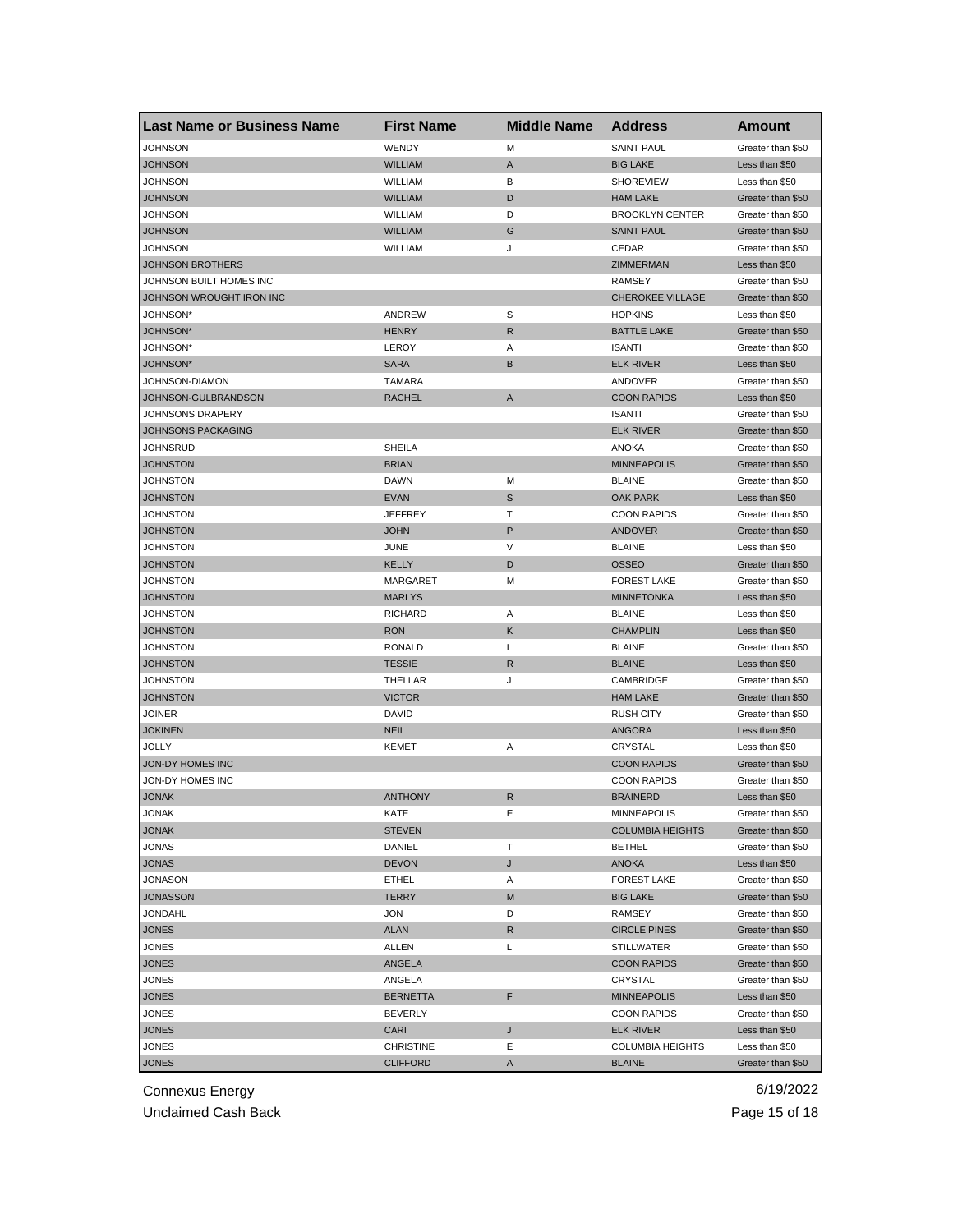| Last Name or Business Name | First Name | Middle Name | Address | Amount |
|---|---|---|---|---|
| JOHNSON | WENDY | M | SAINT PAUL | Greater than $50 |
| JOHNSON | WILLIAM | A | BIG LAKE | Less than $50 |
| JOHNSON | WILLIAM | B | SHOREVIEW | Less than $50 |
| JOHNSON | WILLIAM | D | HAM LAKE | Greater than $50 |
| JOHNSON | WILLIAM | D | BROOKLYN CENTER | Greater than $50 |
| JOHNSON | WILLIAM | G | SAINT PAUL | Greater than $50 |
| JOHNSON | WILLIAM | J | CEDAR | Greater than $50 |
| JOHNSON BROTHERS | | | ZIMMERMAN | Less than $50 |
| JOHNSON BUILT HOMES INC | | | RAMSEY | Greater than $50 |
| JOHNSON WROUGHT IRON INC | | | CHEROKEE VILLAGE | Greater than $50 |
| JOHNSON* | ANDREW | S | HOPKINS | Less than $50 |
| JOHNSON* | HENRY | R | BATTLE LAKE | Greater than $50 |
| JOHNSON* | LEROY | A | ISANTI | Greater than $50 |
| JOHNSON* | SARA | B | ELK RIVER | Less than $50 |
| JOHNSON-DIAMON | TAMARA | | ANDOVER | Greater than $50 |
| JOHNSON-GULBRANDSON | RACHEL | A | COON RAPIDS | Less than $50 |
| JOHNSONS DRAPERY | | | ISANTI | Greater than $50 |
| JOHNSONS PACKAGING | | | ELK RIVER | Greater than $50 |
| JOHNSRUD | SHEILA | | ANOKA | Greater than $50 |
| JOHNSTON | BRIAN | | MINNEAPOLIS | Greater than $50 |
| JOHNSTON | DAWN | M | BLAINE | Greater than $50 |
| JOHNSTON | EVAN | S | OAK PARK | Less than $50 |
| JOHNSTON | JEFFREY | T | COON RAPIDS | Greater than $50 |
| JOHNSTON | JOHN | P | ANDOVER | Greater than $50 |
| JOHNSTON | JUNE | V | BLAINE | Less than $50 |
| JOHNSTON | KELLY | D | OSSEO | Greater than $50 |
| JOHNSTON | MARGARET | M | FOREST LAKE | Greater than $50 |
| JOHNSTON | MARLYS | | MINNETONKA | Less than $50 |
| JOHNSTON | RICHARD | A | BLAINE | Less than $50 |
| JOHNSTON | RON | K | CHAMPLIN | Less than $50 |
| JOHNSTON | RONALD | L | BLAINE | Greater than $50 |
| JOHNSTON | TESSIE | R | BLAINE | Less than $50 |
| JOHNSTON | THELLAR | J | CAMBRIDGE | Greater than $50 |
| JOHNSTON | VICTOR | | HAM LAKE | Greater than $50 |
| JOINER | DAVID | | RUSH CITY | Greater than $50 |
| JOKINEN | NEIL | | ANGORA | Less than $50 |
| JOLLY | KEMET | A | CRYSTAL | Less than $50 |
| JON-DY HOMES INC | | | COON RAPIDS | Greater than $50 |
| JON-DY HOMES INC | | | COON RAPIDS | Greater than $50 |
| JONAK | ANTHONY | R | BRAINERD | Less than $50 |
| JONAK | KATE | E | MINNEAPOLIS | Greater than $50 |
| JONAK | STEVEN | | COLUMBIA HEIGHTS | Greater than $50 |
| JONAS | DANIEL | T | BETHEL | Greater than $50 |
| JONAS | DEVON | J | ANOKA | Less than $50 |
| JONASON | ETHEL | A | FOREST LAKE | Greater than $50 |
| JONASSON | TERRY | M | BIG LAKE | Greater than $50 |
| JONDAHL | JON | D | RAMSEY | Greater than $50 |
| JONES | ALAN | R | CIRCLE PINES | Greater than $50 |
| JONES | ALLEN | L | STILLWATER | Greater than $50 |
| JONES | ANGELA | | COON RAPIDS | Greater than $50 |
| JONES | ANGELA | | CRYSTAL | Greater than $50 |
| JONES | BERNETTA | F | MINNEAPOLIS | Less than $50 |
| JONES | BEVERLY | | COON RAPIDS | Greater than $50 |
| JONES | CARI | J | ELK RIVER | Less than $50 |
| JONES | CHRISTINE | E | COLUMBIA HEIGHTS | Less than $50 |
| JONES | CLIFFORD | A | BLAINE | Greater than $50 |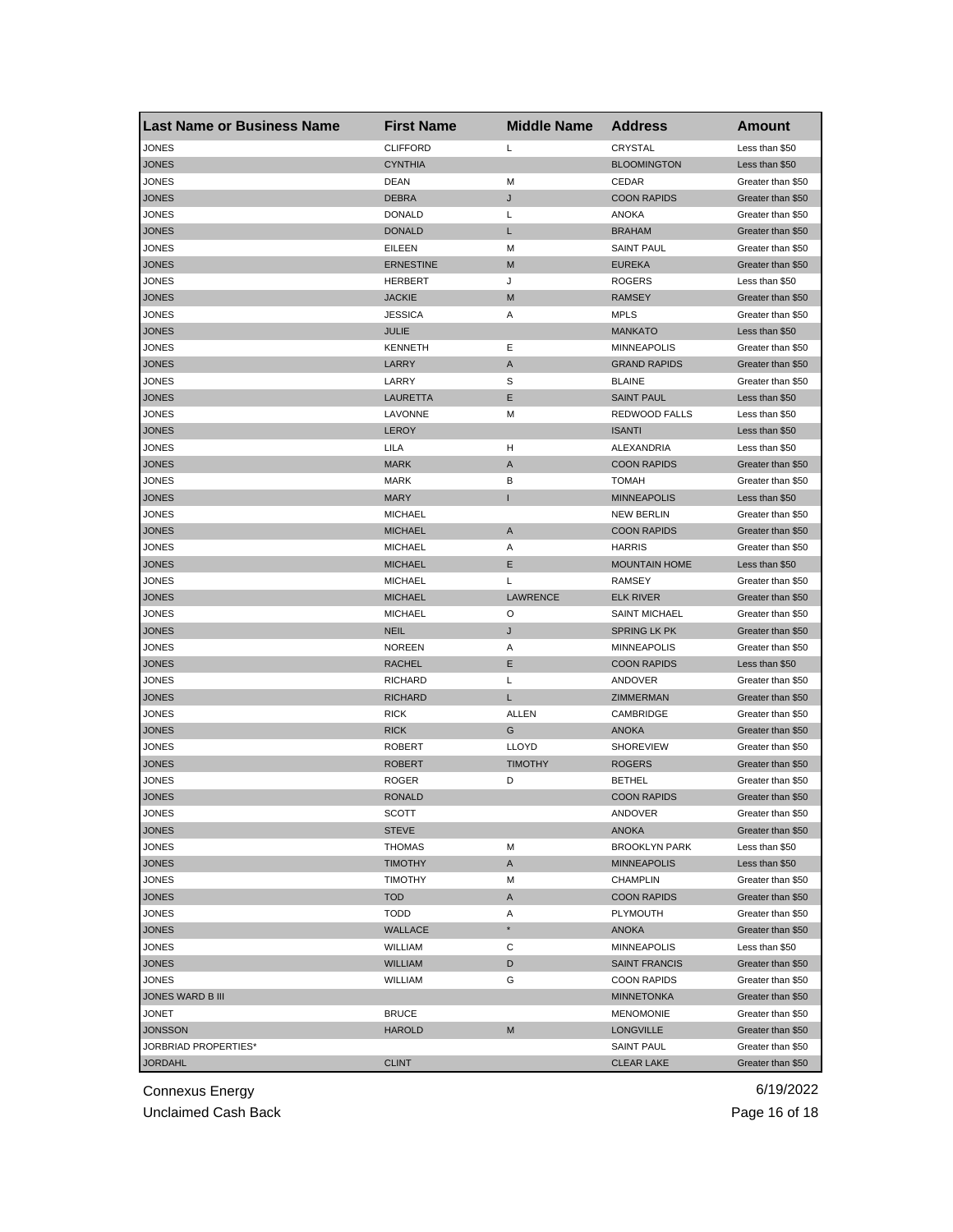| Last Name or Business Name | First Name | Middle Name | Address | Amount |
|---|---|---|---|---|
| JONES | CLIFFORD | L | CRYSTAL | Less than $50 |
| JONES | CYNTHIA | | BLOOMINGTON | Less than $50 |
| JONES | DEAN | M | CEDAR | Greater than $50 |
| JONES | DEBRA | J | COON RAPIDS | Greater than $50 |
| JONES | DONALD | L | ANOKA | Greater than $50 |
| JONES | DONALD | L | BRAHAM | Greater than $50 |
| JONES | EILEEN | M | SAINT PAUL | Greater than $50 |
| JONES | ERNESTINE | M | EUREKA | Greater than $50 |
| JONES | HERBERT | J | ROGERS | Less than $50 |
| JONES | JACKIE | M | RAMSEY | Greater than $50 |
| JONES | JESSICA | A | MPLS | Greater than $50 |
| JONES | JULIE | | MANKATO | Less than $50 |
| JONES | KENNETH | E | MINNEAPOLIS | Greater than $50 |
| JONES | LARRY | A | GRAND RAPIDS | Greater than $50 |
| JONES | LARRY | S | BLAINE | Greater than $50 |
| JONES | LAURETTA | E | SAINT PAUL | Less than $50 |
| JONES | LAVONNE | M | REDWOOD FALLS | Less than $50 |
| JONES | LEROY | | ISANTI | Less than $50 |
| JONES | LILA | H | ALEXANDRIA | Less than $50 |
| JONES | MARK | A | COON RAPIDS | Greater than $50 |
| JONES | MARK | B | TOMAH | Greater than $50 |
| JONES | MARY | I | MINNEAPOLIS | Less than $50 |
| JONES | MICHAEL | | NEW BERLIN | Greater than $50 |
| JONES | MICHAEL | A | COON RAPIDS | Greater than $50 |
| JONES | MICHAEL | A | HARRIS | Greater than $50 |
| JONES | MICHAEL | E | MOUNTAIN HOME | Less than $50 |
| JONES | MICHAEL | L | RAMSEY | Greater than $50 |
| JONES | MICHAEL | LAWRENCE | ELK RIVER | Greater than $50 |
| JONES | MICHAEL | O | SAINT MICHAEL | Greater than $50 |
| JONES | NEIL | J | SPRING LK PK | Greater than $50 |
| JONES | NOREEN | A | MINNEAPOLIS | Greater than $50 |
| JONES | RACHEL | E | COON RAPIDS | Less than $50 |
| JONES | RICHARD | L | ANDOVER | Greater than $50 |
| JONES | RICHARD | L | ZIMMERMAN | Greater than $50 |
| JONES | RICK | ALLEN | CAMBRIDGE | Greater than $50 |
| JONES | RICK | G | ANOKA | Greater than $50 |
| JONES | ROBERT | LLOYD | SHOREVIEW | Greater than $50 |
| JONES | ROBERT | TIMOTHY | ROGERS | Greater than $50 |
| JONES | ROGER | D | BETHEL | Greater than $50 |
| JONES | RONALD | | COON RAPIDS | Greater than $50 |
| JONES | SCOTT | | ANDOVER | Greater than $50 |
| JONES | STEVE | | ANOKA | Greater than $50 |
| JONES | THOMAS | M | BROOKLYN PARK | Less than $50 |
| JONES | TIMOTHY | A | MINNEAPOLIS | Less than $50 |
| JONES | TIMOTHY | M | CHAMPLIN | Greater than $50 |
| JONES | TOD | A | COON RAPIDS | Greater than $50 |
| JONES | TODD | A | PLYMOUTH | Greater than $50 |
| JONES | WALLACE | * | ANOKA | Greater than $50 |
| JONES | WILLIAM | C | MINNEAPOLIS | Less than $50 |
| JONES | WILLIAM | D | SAINT FRANCIS | Greater than $50 |
| JONES | WILLIAM | G | COON RAPIDS | Greater than $50 |
| JONES WARD B III | | | MINNETONKA | Greater than $50 |
| JONET | BRUCE | | MENOMONIE | Greater than $50 |
| JONSSON | HAROLD | M | LONGVILLE | Greater than $50 |
| JORBRIAD PROPERTIES* | | | SAINT PAUL | Greater than $50 |
| JORDAHL | CLINT | | CLEAR LAKE | Greater than $50 |

Connexus Energy 6/19/2022

Unclaimed Cash Back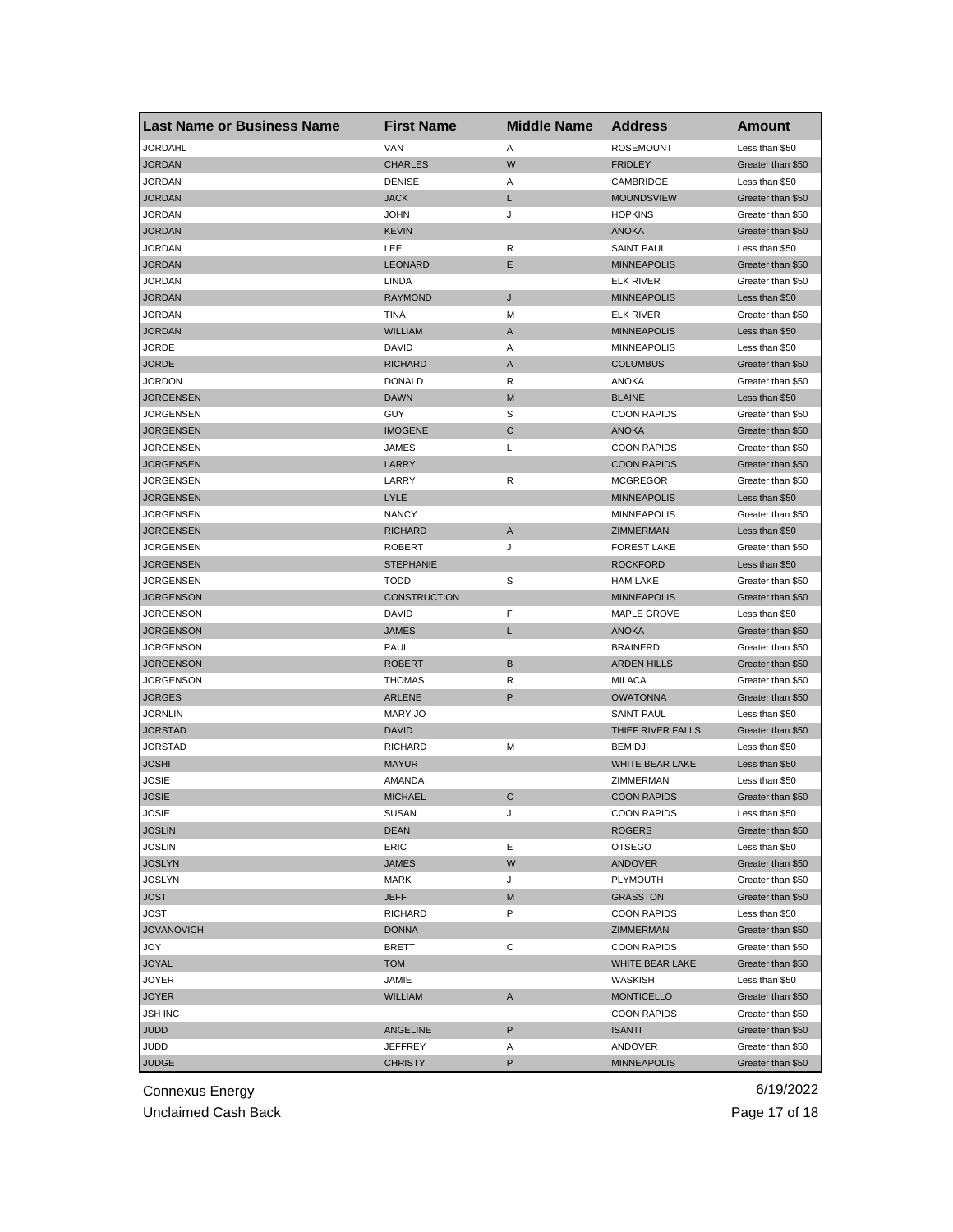| Last Name or Business Name | First Name | Middle Name | Address | Amount |
|---|---|---|---|---|
| JORDAHL | VAN | A | ROSEMOUNT | Less than $50 |
| JORDAN | CHARLES | W | FRIDLEY | Greater than $50 |
| JORDAN | DENISE | A | CAMBRIDGE | Less than $50 |
| JORDAN | JACK | L | MOUNDSVIEW | Greater than $50 |
| JORDAN | JOHN | J | HOPKINS | Greater than $50 |
| JORDAN | KEVIN | | ANOKA | Greater than $50 |
| JORDAN | LEE | R | SAINT PAUL | Less than $50 |
| JORDAN | LEONARD | E | MINNEAPOLIS | Greater than $50 |
| JORDAN | LINDA | | ELK RIVER | Greater than $50 |
| JORDAN | RAYMOND | J | MINNEAPOLIS | Less than $50 |
| JORDAN | TINA | M | ELK RIVER | Greater than $50 |
| JORDAN | WILLIAM | A | MINNEAPOLIS | Less than $50 |
| JORDE | DAVID | A | MINNEAPOLIS | Less than $50 |
| JORDE | RICHARD | A | COLUMBUS | Greater than $50 |
| JORDON | DONALD | R | ANOKA | Greater than $50 |
| JORGENSEN | DAWN | M | BLAINE | Less than $50 |
| JORGENSEN | GUY | S | COON RAPIDS | Greater than $50 |
| JORGENSEN | IMOGENE | C | ANOKA | Greater than $50 |
| JORGENSEN | JAMES | L | COON RAPIDS | Greater than $50 |
| JORGENSEN | LARRY | | COON RAPIDS | Greater than $50 |
| JORGENSEN | LARRY | R | MCGREGOR | Greater than $50 |
| JORGENSEN | LYLE | | MINNEAPOLIS | Less than $50 |
| JORGENSEN | NANCY | | MINNEAPOLIS | Greater than $50 |
| JORGENSEN | RICHARD | A | ZIMMERMAN | Less than $50 |
| JORGENSEN | ROBERT | J | FOREST LAKE | Greater than $50 |
| JORGENSEN | STEPHANIE | | ROCKFORD | Less than $50 |
| JORGENSEN | TODD | S | HAM LAKE | Greater than $50 |
| JORGENSON | CONSTRUCTION | | MINNEAPOLIS | Greater than $50 |
| JORGENSON | DAVID | F | MAPLE GROVE | Less than $50 |
| JORGENSON | JAMES | L | ANOKA | Greater than $50 |
| JORGENSON | PAUL | | BRAINERD | Greater than $50 |
| JORGENSON | ROBERT | B | ARDEN HILLS | Greater than $50 |
| JORGENSON | THOMAS | R | MILACA | Greater than $50 |
| JORGES | ARLENE | P | OWATONNA | Greater than $50 |
| JORNLIN | MARY JO | | SAINT PAUL | Less than $50 |
| JORSTAD | DAVID | | THIEF RIVER FALLS | Greater than $50 |
| JORSTAD | RICHARD | M | BEMIDJI | Less than $50 |
| JOSHI | MAYUR | | WHITE BEAR LAKE | Less than $50 |
| JOSIE | AMANDA | | ZIMMERMAN | Less than $50 |
| JOSIE | MICHAEL | C | COON RAPIDS | Greater than $50 |
| JOSIE | SUSAN | J | COON RAPIDS | Less than $50 |
| JOSLIN | DEAN | | ROGERS | Greater than $50 |
| JOSLIN | ERIC | E | OTSEGO | Less than $50 |
| JOSLYN | JAMES | W | ANDOVER | Greater than $50 |
| JOSLYN | MARK | J | PLYMOUTH | Greater than $50 |
| JOST | JEFF | M | GRASSTON | Greater than $50 |
| JOST | RICHARD | P | COON RAPIDS | Less than $50 |
| JOVANOVICH | DONNA | | ZIMMERMAN | Greater than $50 |
| JOY | BRETT | C | COON RAPIDS | Greater than $50 |
| JOYAL | TOM | | WHITE BEAR LAKE | Greater than $50 |
| JOYER | JAMIE | | WASKISH | Less than $50 |
| JOYER | WILLIAM | A | MONTICELLO | Greater than $50 |
| JSH INC | | | COON RAPIDS | Greater than $50 |
| JUDD | ANGELINE | P | ISANTI | Greater than $50 |
| JUDD | JEFFREY | A | ANDOVER | Greater than $50 |
| JUDGE | CHRISTY | P | MINNEAPOLIS | Greater than $50 |

Connexus Energy 6/19/2022
Unclaimed Cash Back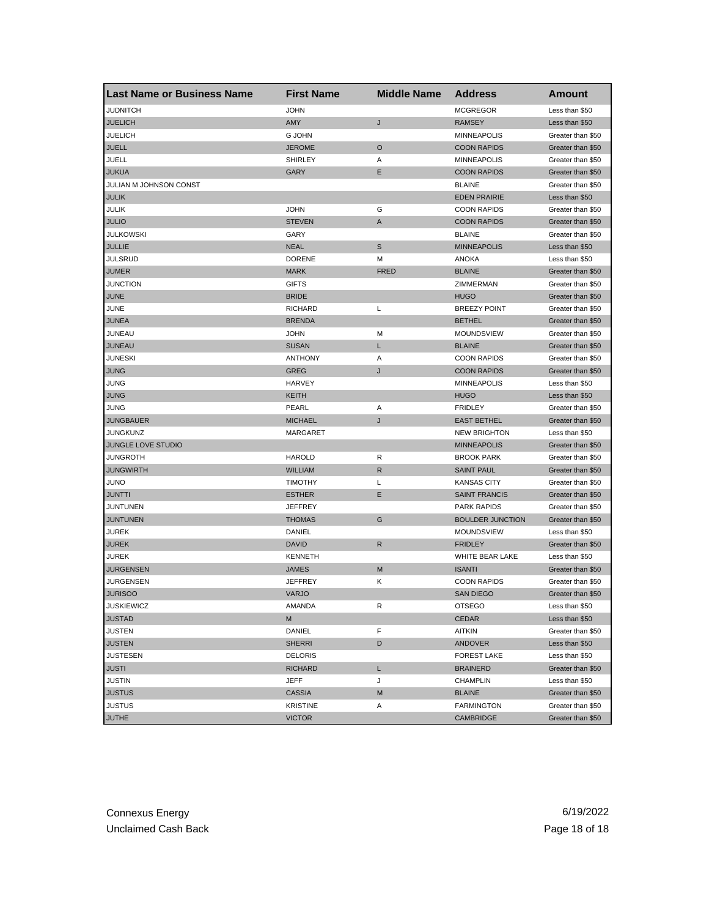| Last Name or Business Name | First Name | Middle Name | Address | Amount |
|---|---|---|---|---|
| JUDNITCH | JOHN | | MCGREGOR | Less than $50 |
| JUELICH | AMY | J | RAMSEY | Less than $50 |
| JUELICH | G JOHN | | MINNEAPOLIS | Greater than $50 |
| JUELL | JEROME | O | COON RAPIDS | Greater than $50 |
| JUELL | SHIRLEY | A | MINNEAPOLIS | Greater than $50 |
| JUKUA | GARY | E | COON RAPIDS | Greater than $50 |
| JULIAN M JOHNSON CONST | | | BLAINE | Greater than $50 |
| JULIK | | | EDEN PRAIRIE | Less than $50 |
| JULIK | JOHN | G | COON RAPIDS | Greater than $50 |
| JULIO | STEVEN | A | COON RAPIDS | Greater than $50 |
| JULKOWSKI | GARY | | BLAINE | Greater than $50 |
| JULLIE | NEAL | S | MINNEAPOLIS | Less than $50 |
| JULSRUD | DORENE | M | ANOKA | Less than $50 |
| JUMER | MARK | FRED | BLAINE | Greater than $50 |
| JUNCTION | GIFTS | | ZIMMERMAN | Greater than $50 |
| JUNE | BRIDE | | HUGO | Greater than $50 |
| JUNE | RICHARD | L | BREEZY POINT | Greater than $50 |
| JUNEA | BRENDA | | BETHEL | Greater than $50 |
| JUNEAU | JOHN | M | MOUNDSVIEW | Greater than $50 |
| JUNEAU | SUSAN | L | BLAINE | Greater than $50 |
| JUNESKI | ANTHONY | A | COON RAPIDS | Greater than $50 |
| JUNG | GREG | J | COON RAPIDS | Greater than $50 |
| JUNG | HARVEY | | MINNEAPOLIS | Less than $50 |
| JUNG | KEITH | | HUGO | Less than $50 |
| JUNG | PEARL | A | FRIDLEY | Greater than $50 |
| JUNGBAUER | MICHAEL | J | EAST BETHEL | Greater than $50 |
| JUNGKUNZ | MARGARET | | NEW BRIGHTON | Less than $50 |
| JUNGLE LOVE STUDIO | | | MINNEAPOLIS | Greater than $50 |
| JUNGROTH | HAROLD | R | BROOK PARK | Greater than $50 |
| JUNGWIRTH | WILLIAM | R | SAINT PAUL | Greater than $50 |
| JUNO | TIMOTHY | L | KANSAS CITY | Greater than $50 |
| JUNTTI | ESTHER | E | SAINT FRANCIS | Greater than $50 |
| JUNTUNEN | JEFFREY | | PARK RAPIDS | Greater than $50 |
| JUNTUNEN | THOMAS | G | BOULDER JUNCTION | Greater than $50 |
| JUREK | DANIEL | | MOUNDSVIEW | Less than $50 |
| JUREK | DAVID | R | FRIDLEY | Greater than $50 |
| JUREK | KENNETH | | WHITE BEAR LAKE | Less than $50 |
| JURGENSEN | JAMES | M | ISANTI | Greater than $50 |
| JURGENSEN | JEFFREY | K | COON RAPIDS | Greater than $50 |
| JURISOO | VARJO | | SAN DIEGO | Greater than $50 |
| JUSKIEWICZ | AMANDA | R | OTSEGO | Less than $50 |
| JUSTAD | M | | CEDAR | Less than $50 |
| JUSTEN | DANIEL | F | AITKIN | Greater than $50 |
| JUSTEN | SHERRI | D | ANDOVER | Less than $50 |
| JUSTESEN | DELORIS | | FOREST LAKE | Less than $50 |
| JUSTI | RICHARD | L | BRAINERD | Greater than $50 |
| JUSTIN | JEFF | J | CHAMPLIN | Less than $50 |
| JUSTUS | CASSIA | M | BLAINE | Greater than $50 |
| JUSTUS | KRISTINE | A | FARMINGTON | Greater than $50 |
| JUTHE | VICTOR | | CAMBRIDGE | Greater than $50 |

Connexus Energy
Unclaimed Cash Back

6/19/2022